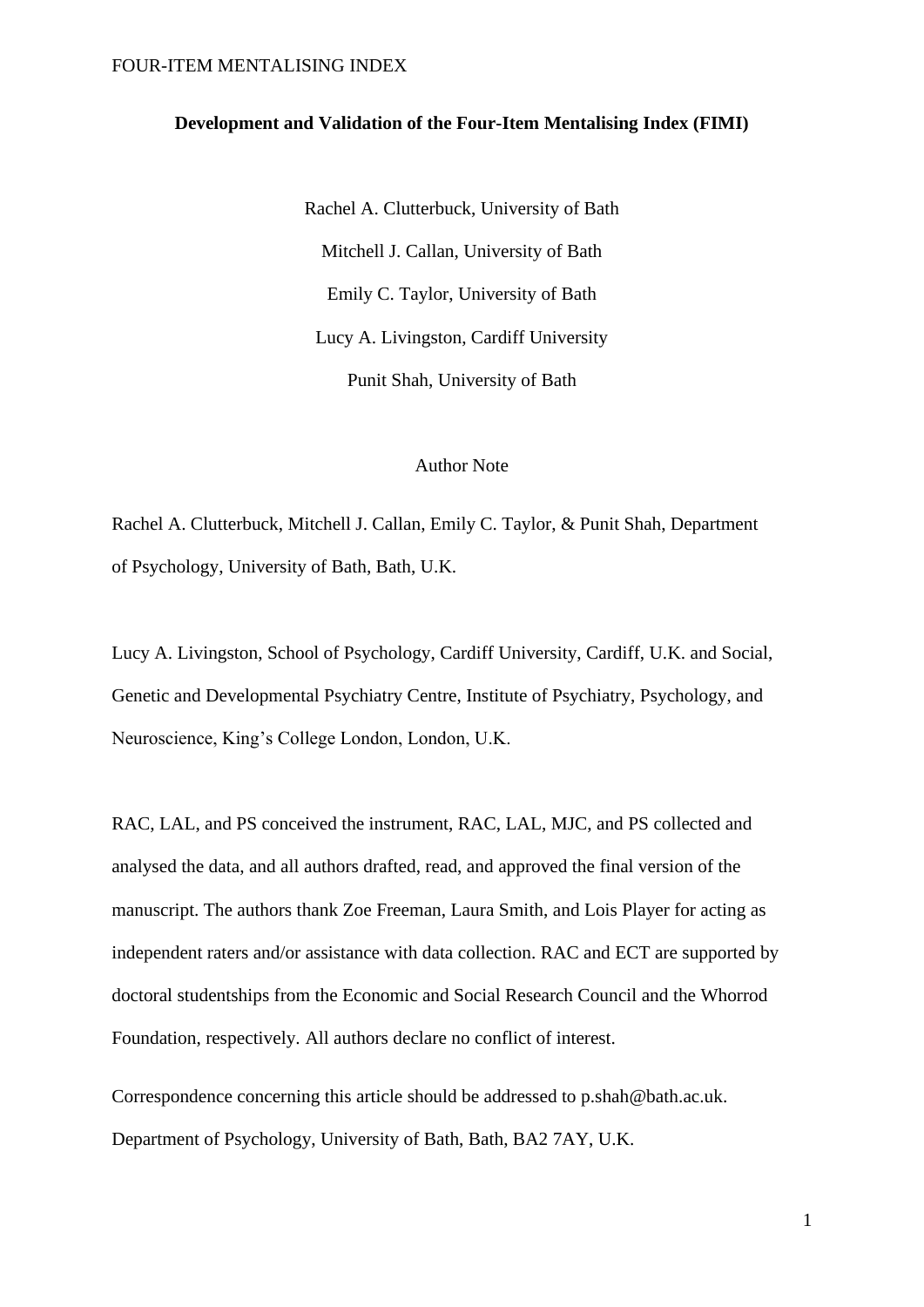# Development and Validation of the Four-Item Mentalising Index (FIMI)

Rachel A. Clutterbuck, University of Bath

Mitchell J. Callan, University of Bath

Emily C. Taylor, University of Bath

Lucy A. Livingston, Cardiff University

Punit Shah, University of Bath

## Author Note

Rachel A. Clutterbuck, Mitchell J. Callan, Emily C. Taylor, & Punit Shah, Department of Psychology, University of Bath, Bath, U.K.

Lucy A. Livingston, School of Psychology, Cardiff University, Cardiff, U.K. and Social, Genetic and Developmental Psychiatry Centre, Institute of Psychiatry, Psychology, and Neuroscience, King's College London, London, U.K.

RAC, LAL, and PS conceived the instrument, RAC, LAL, MJC, and PS collected and analysed the data, and all authors drafted, read, and approved the final version of the manuscript. The authors thank Zoe Freeman, Laura Smith, and Lois Player for acting as independent raters and/or assistance with data collection. RAC and ECT are supported by doctoral studentships from the Economic and Social Research Council and the Whorrod Foundation, respectively. All authors declare no conflict of interest.

Correspondence concerning this article should be addressed to p.shah@bath.ac.uk. Department of Psychology, University of Bath, Bath, BA2 7AY, U.K.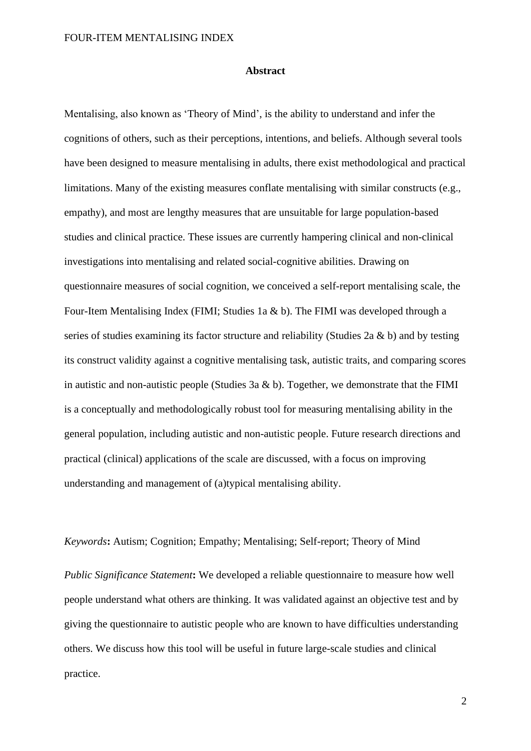# Abstract

Mentalising, also known as 'Theory of Mind', is the ability to understand and infer the cognitions of others, such as their perceptions, intentions, and beliefs. Although several tools have been designed to measure mentalising in adults, there exist methodological and practical limitations. Many of the existing measures conflate mentalising with similar constructs (e.g., empathy), and most are lengthy measures that are unsuitable for large population-based studies and clinical practice. These issues are currently hampering clinical and non-clinical investigations into mentalising and related social-cognitive abilities. Drawing on questionnaire measures of social cognition, we conceived a self-report mentalising scale, the Four-Item Mentalising Index (FIMI; Studies 1a & b). The FIMI was developed through a series of studies examining its factor structure and reliability (Studies 2a & b) and by testing its construct validity against a cognitive mentalising task, autistic traits, and comparing scores in autistic and non-autistic people (Studies 3a & b). Together, we demonstrate that the FIMI is a conceptually and methodologically robust tool for measuring mentalising ability in the general population, including autistic and non-autistic people. Future research directions and practical (clinical) applications of the scale are discussed, with a focus on improving understanding and management of (a)typical mentalising ability.

*Keywords*: Autism; Cognition; Empathy; Mentalising; Self-report; Theory of Mind

*Public Significance Statement*: We developed a reliable questionnaire to measure how well people understand what others are thinking. It was validated against an objective test and by giving the questionnaire to autistic people who are known to have difficulties understanding others. We discuss how this tool will be useful in future large-scale studies and clinical practice.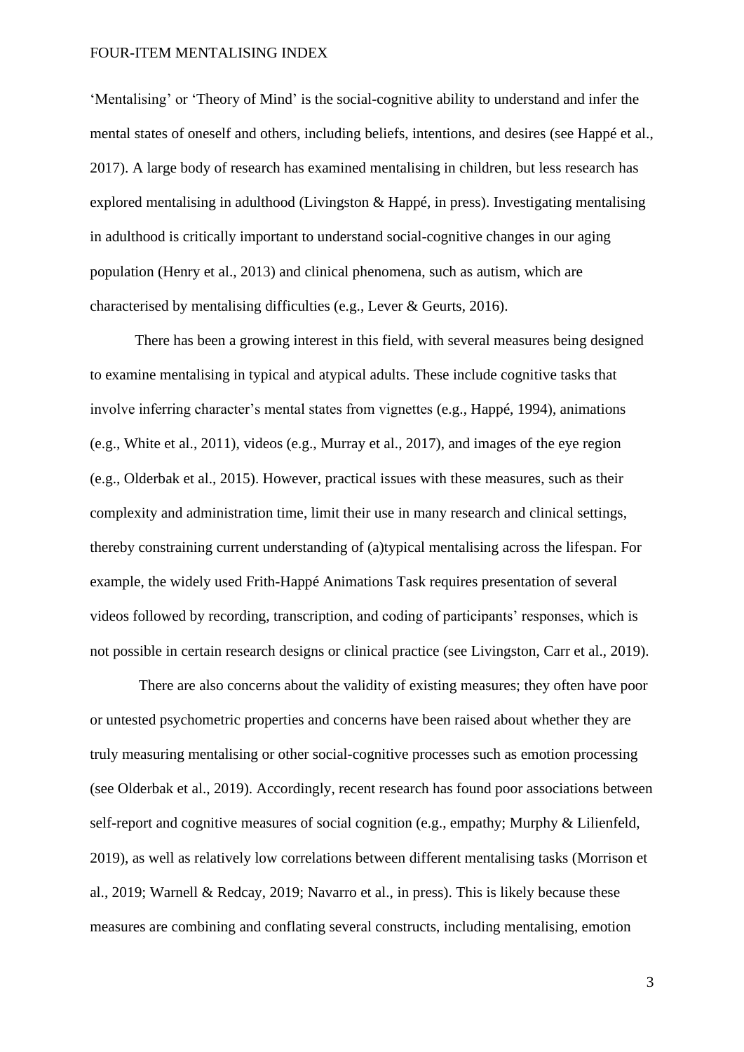'Mentalising' or 'Theory of Mind' is the social-cognitive ability to understand and infer the mental states of oneself and others, including beliefs, intentions, and desires (see Happé et al., 2017). A large body of research has examined mentalising in children, but less research has explored mentalising in adulthood (Livingston & Happé, in press). Investigating mentalising in adulthood is critically important to understand social-cognitive changes in our aging population (Henry et al., 2013) and clinical phenomena, such as autism, which are characterised by mentalising difficulties (e.g., Lever & Geurts, 2016).

There has been a growing interest in this field, with several measures being designed to examine mentalising in typical and atypical adults. These include cognitive tasks that involve inferring character's mental states from vignettes (e.g., Happé, 1994), animations (e.g., White et al., 2011), videos (e.g., Murray et al., 2017), and images of the eye region (e.g., Olderbak et al., 2015). However, practical issues with these measures, such as their complexity and administration time, limit their use in many research and clinical settings, thereby constraining current understanding of (a)typical mentalising across the lifespan. For example, the widely used Frith-Happé Animations Task requires presentation of several videos followed by recording, transcription, and coding of participants' responses, which is not possible in certain research designs or clinical practice (see Livingston, Carr et al., 2019).

There are also concerns about the validity of existing measures; they often have poor or untested psychometric properties and concerns have been raised about whether they are truly measuring mentalising or other social-cognitive processes such as emotion processing (see Olderbak et al., 2019). Accordingly, recent research has found poor associations between self-report and cognitive measures of social cognition (e.g., empathy; Murphy & Lilienfeld, 2019), as well as relatively low correlations between different mentalising tasks (Morrison et al., 2019; Warnell & Redcay, 2019; Navarro et al., in press). This is likely because these measures are combining and conflating several constructs, including mentalising, emotion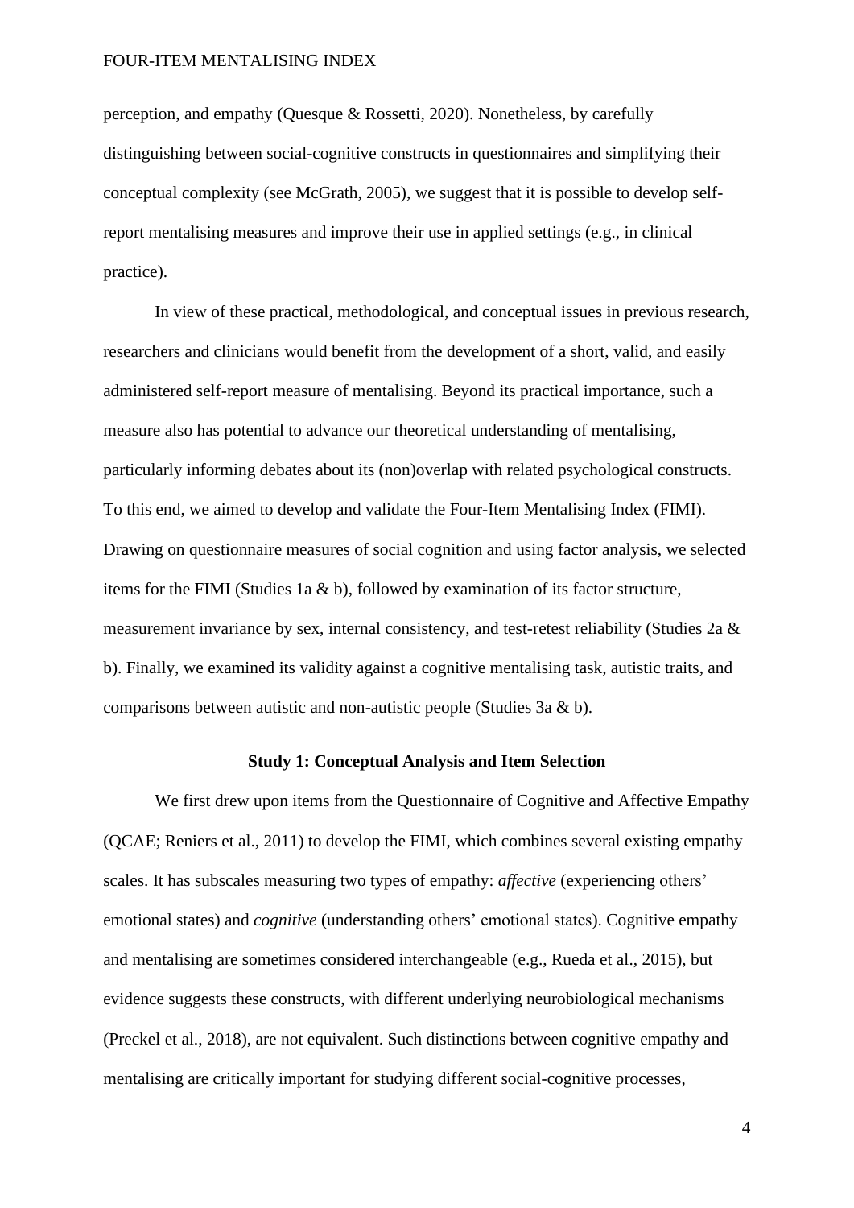perception, and empathy (Quesque & Rossetti, 2020). Nonetheless, by carefully distinguishing between social-cognitive constructs in questionnaires and simplifying their conceptual complexity (see McGrath, 2005), we suggest that it is possible to develop self-report mentalising measures and improve their use in applied settings (e.g., in clinical practice).

In view of these practical, methodological, and conceptual issues in previous research, researchers and clinicians would benefit from the development of a short, valid, and easily administered self-report measure of mentalising. Beyond its practical importance, such a measure also has potential to advance our theoretical understanding of mentalising, particularly informing debates about its (non)overlap with related psychological constructs. To this end, we aimed to develop and validate the Four-Item Mentalising Index (FIMI). Drawing on questionnaire measures of social cognition and using factor analysis, we selected items for the FIMI (Studies 1a & b), followed by examination of its factor structure, measurement invariance by sex, internal consistency, and test-retest reliability (Studies 2a & b). Finally, we examined its validity against a cognitive mentalising task, autistic traits, and comparisons between autistic and non-autistic people (Studies 3a & b).

## Study 1: Conceptual Analysis and Item Selection

We first drew upon items from the Questionnaire of Cognitive and Affective Empathy (QCAE; Reniers et al., 2011) to develop the FIMI, which combines several existing empathy scales. It has subscales measuring two types of empathy: *affective* (experiencing others' emotional states) and *cognitive* (understanding others' emotional states). Cognitive empathy and mentalising are sometimes considered interchangeable (e.g., Rueda et al., 2015), but evidence suggests these constructs, with different underlying neurobiological mechanisms (Preckel et al., 2018), are not equivalent. Such distinctions between cognitive empathy and mentalising are critically important for studying different social-cognitive processes,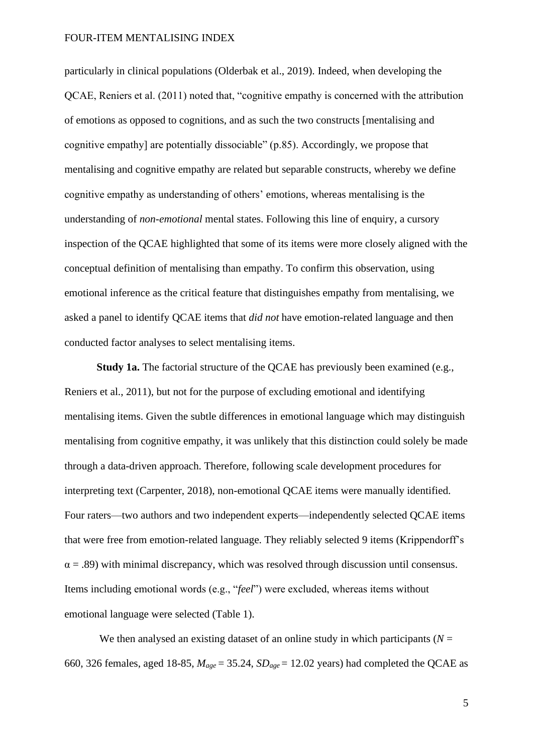particularly in clinical populations (Olderbak et al., 2019). Indeed, when developing the QCAE, Reniers et al. (2011) noted that, "cognitive empathy is concerned with the attribution of emotions as opposed to cognitions, and as such the two constructs [mentalising and cognitive empathy] are potentially dissociable" (p.85). Accordingly, we propose that mentalising and cognitive empathy are related but separable constructs, whereby we define cognitive empathy as understanding of others' emotions, whereas mentalising is the understanding of *non-emotional* mental states. Following this line of enquiry, a cursory inspection of the QCAE highlighted that some of its items were more closely aligned with the conceptual definition of mentalising than empathy. To confirm this observation, using emotional inference as the critical feature that distinguishes empathy from mentalising, we asked a panel to identify QCAE items that *did not* have emotion-related language and then conducted factor analyses to select mentalising items.

**Study 1a.** The factorial structure of the QCAE has previously been examined (e.g., Reniers et al., 2011), but not for the purpose of excluding emotional and identifying mentalising items. Given the subtle differences in emotional language which may distinguish mentalising from cognitive empathy, it was unlikely that this distinction could solely be made through a data-driven approach. Therefore, following scale development procedures for interpreting text (Carpenter, 2018), non-emotional QCAE items were manually identified. Four raters—two authors and two independent experts—independently selected QCAE items that were free from emotion-related language. They reliably selected 9 items (Krippendorff's $\alpha$ = .89) with minimal discrepancy, which was resolved through discussion until consensus. Items including emotional words (e.g., "*feel*") were excluded, whereas items without emotional language were selected (Table 1).

We then analysed an existing dataset of an online study in which participants ($N$ = 660, 326 females, aged 18-85, $M_{age}$ = 35.24, $SD_{age}$ = 12.02 years) had completed the QCAE as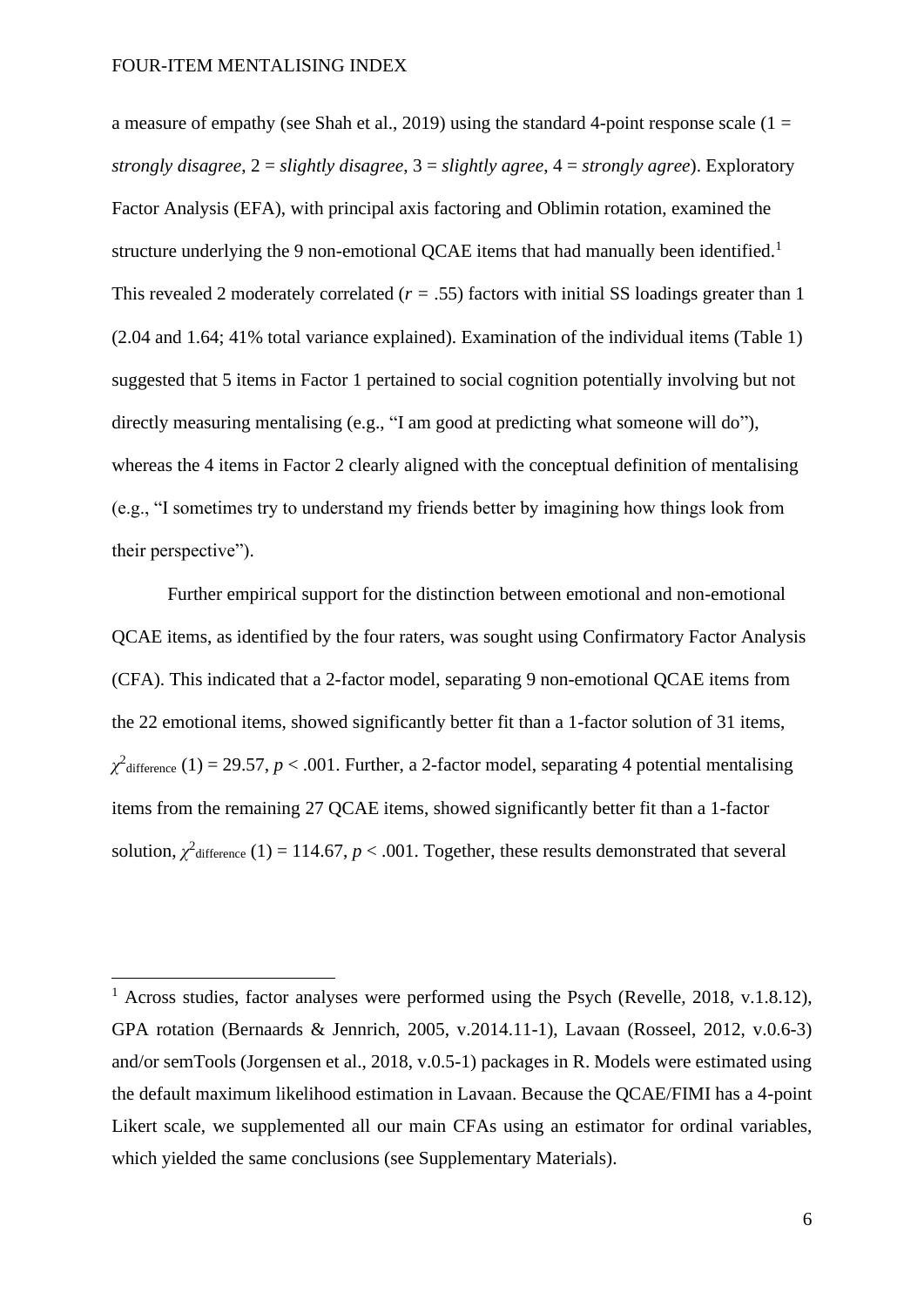a measure of empathy (see Shah et al., 2019) using the standard 4-point response scale (1 = *strongly disagree*, 2 = *slightly disagree*, 3 = *slightly agree*, 4 = *strongly agree*). Exploratory Factor Analysis (EFA), with principal axis factoring and Oblimin rotation, examined the structure underlying the 9 non-emotional QCAE items that had manually been identified.[1] This revealed 2 moderately correlated ($r$ = .55) factors with initial SS loadings greater than 1 (2.04 and 1.64; 41% total variance explained). Examination of the individual items (Table 1) suggested that 5 items in Factor 1 pertained to social cognition potentially involving but not directly measuring mentalising (e.g., "I am good at predicting what someone will do"), whereas the 4 items in Factor 2 clearly aligned with the conceptual definition of mentalising (e.g., "I sometimes try to understand my friends better by imagining how things look from their perspective").

Further empirical support for the distinction between emotional and non-emotional QCAE items, as identified by the four raters, was sought using Confirmatory Factor Analysis (CFA). This indicated that a 2-factor model, separating 9 non-emotional QCAE items from the 22 emotional items, showed significantly better fit than a 1-factor solution of 31 items, $\chi^2_{\text{difference}}$ (1) = 29.57, $p$ < .001. Further, a 2-factor model, separating 4 potential mentalising items from the remaining 27 QCAE items, showed significantly better fit than a 1-factor solution, $\chi^2_{\text{difference}}$ (1) = 114.67, $p$ < .001. Together, these results demonstrated that several

[1] Across studies, factor analyses were performed using the Psych (Revelle, 2018, v.1.8.12), GPA rotation (Bernaards & Jennrich, 2005, v.2014.11-1), Lavaan (Rosseel, 2012, v.0.6-3) and/or semTools (Jorgensen et al., 2018, v.0.5-1) packages in R. Models were estimated using the default maximum likelihood estimation in Lavaan. Because the QCAE/FIMI has a 4-point Likert scale, we supplemented all our main CFAs using an estimator for ordinal variables, which yielded the same conclusions (see Supplementary Materials).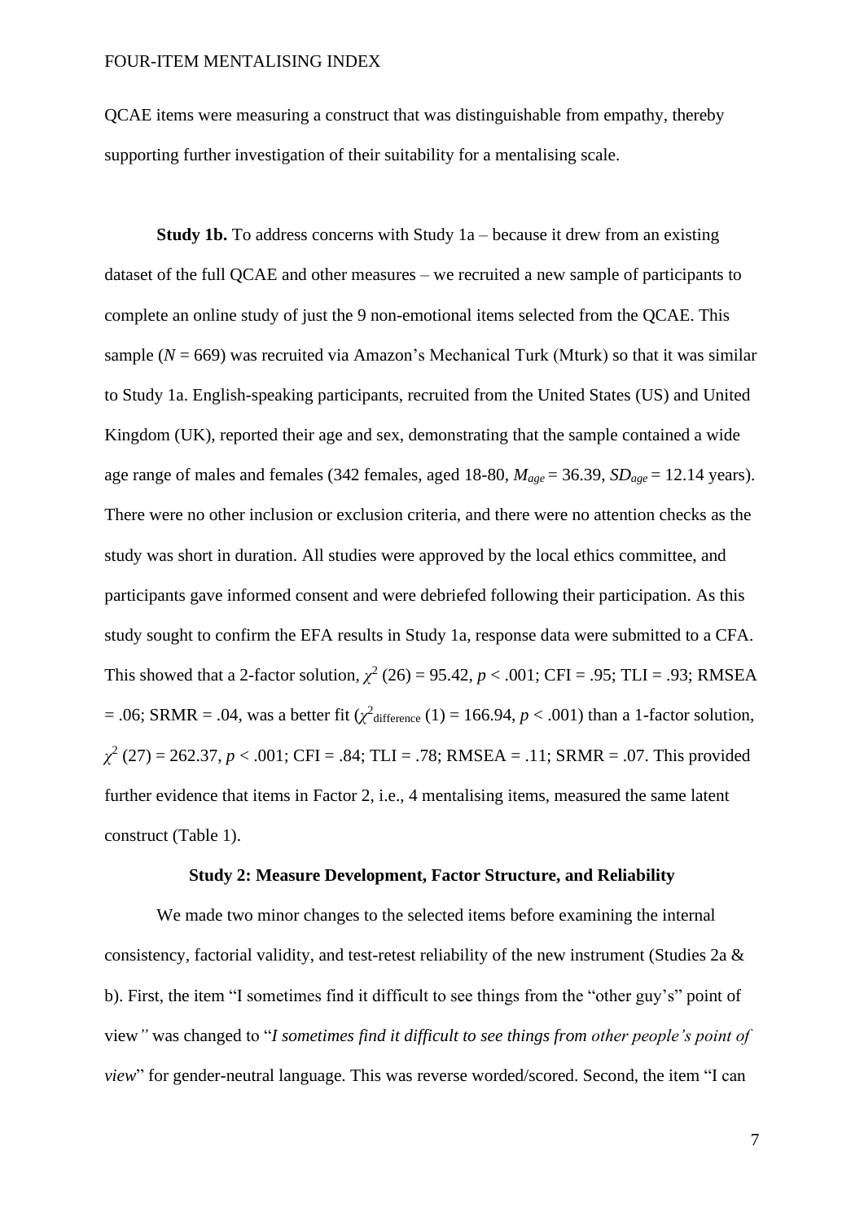QCAE items were measuring a construct that was distinguishable from empathy, thereby supporting further investigation of their suitability for a mentalising scale.

**Study 1b.** To address concerns with Study 1a – because it drew from an existing dataset of the full QCAE and other measures – we recruited a new sample of participants to complete an online study of just the 9 non-emotional items selected from the QCAE. This sample (*N* = 669) was recruited via Amazon's Mechanical Turk (Mturk) so that it was similar to Study 1a. English-speaking participants, recruited from the United States (US) and United Kingdom (UK), reported their age and sex, demonstrating that the sample contained a wide age range of males and females (342 females, aged 18-80, $M_{age}$ = 36.39, $SD_{age}$ = 12.14 years). There were no other inclusion or exclusion criteria, and there were no attention checks as the study was short in duration. All studies were approved by the local ethics committee, and participants gave informed consent and were debriefed following their participation. As this study sought to confirm the EFA results in Study 1a, response data were submitted to a CFA. This showed that a 2-factor solution, $\chi^2$ (26) = 95.42, $p < .001$; CFI = .95; TLI = .93; RMSEA = .06; SRMR = .04, was a better fit ($\chi^2_{\text{difference}}$ (1) = 166.94, $p < .001$) than a 1-factor solution, $\chi^2$ (27) = 262.37, $p < .001$; CFI = .84; TLI = .78; RMSEA = .11; SRMR = .07. This provided further evidence that items in Factor 2, i.e., 4 mentalising items, measured the same latent construct (Table 1).

## Study 2: Measure Development, Factor Structure, and Reliability

We made two minor changes to the selected items before examining the internal consistency, factorial validity, and test-retest reliability of the new instrument (Studies 2a & b). First, the item "I sometimes find it difficult to see things from the "other guy's" point of view" was changed to "*I sometimes find it difficult to see things from other people's point of view*" for gender-neutral language. This was reverse worded/scored. Second, the item "I can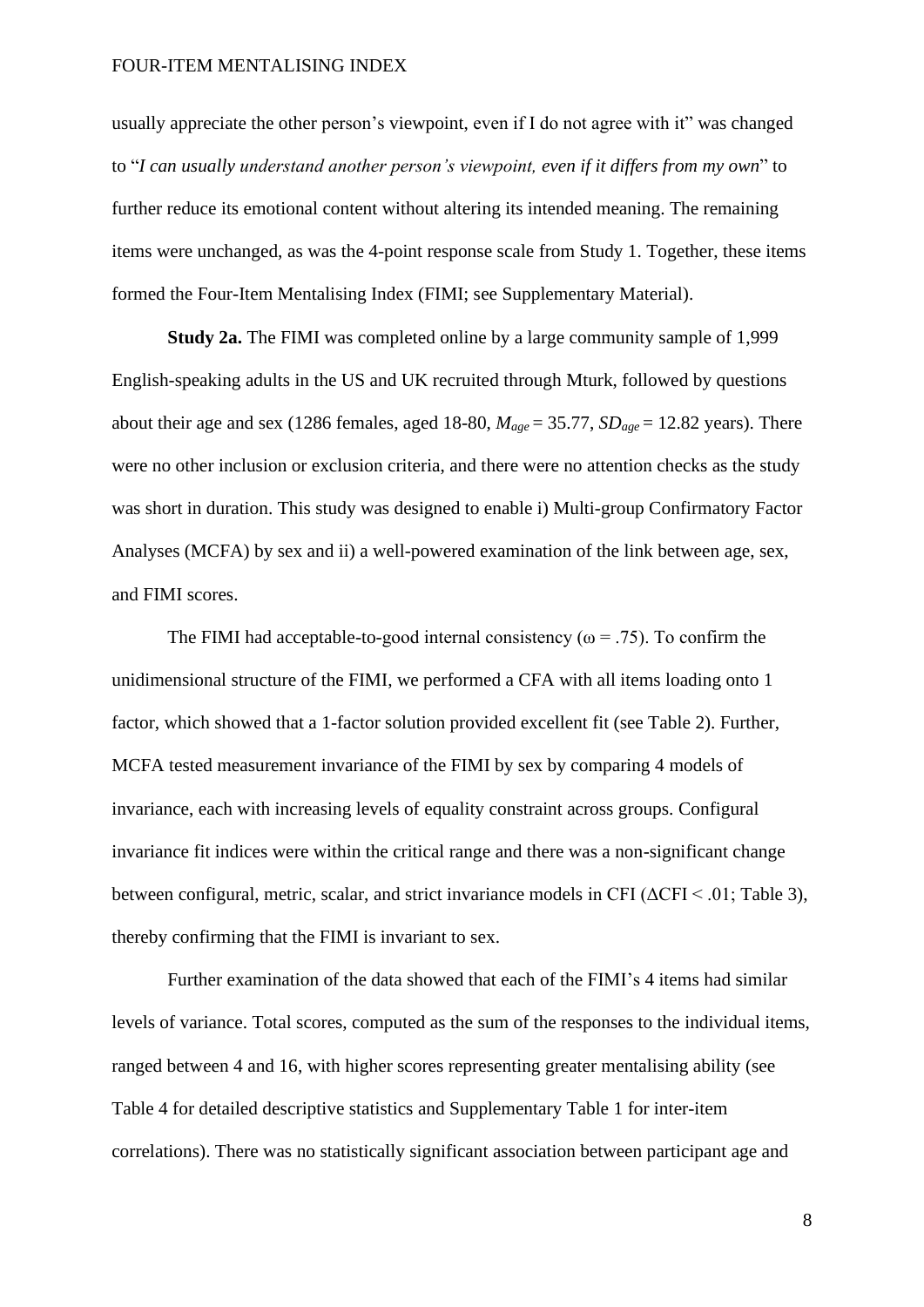usually appreciate the other person's viewpoint, even if I do not agree with it" was changed to "*I can usually understand another person's viewpoint, even if it differs from my own*" to further reduce its emotional content without altering its intended meaning. The remaining items were unchanged, as was the 4-point response scale from Study 1. Together, these items formed the Four-Item Mentalising Index (FIMI; see Supplementary Material).

**Study 2a.** The FIMI was completed online by a large community sample of 1,999 English-speaking adults in the US and UK recruited through Mturk, followed by questions about their age and sex (1286 females, aged 18-80, $M_{age}$ = 35.77, $SD_{age}$ = 12.82 years). There were no other inclusion or exclusion criteria, and there were no attention checks as the study was short in duration. This study was designed to enable i) Multi-group Confirmatory Factor Analyses (MCFA) by sex and ii) a well-powered examination of the link between age, sex, and FIMI scores.

The FIMI had acceptable-to-good internal consistency ($\omega$ = .75). To confirm the unidimensional structure of the FIMI, we performed a CFA with all items loading onto 1 factor, which showed that a 1-factor solution provided excellent fit (see Table 2). Further, MCFA tested measurement invariance of the FIMI by sex by comparing 4 models of invariance, each with increasing levels of equality constraint across groups. Configural invariance fit indices were within the critical range and there was a non-significant change between configural, metric, scalar, and strict invariance models in CFI ($\Delta$CFI < .01; Table 3), thereby confirming that the FIMI is invariant to sex.

Further examination of the data showed that each of the FIMI's 4 items had similar levels of variance. Total scores, computed as the sum of the responses to the individual items, ranged between 4 and 16, with higher scores representing greater mentalising ability (see Table 4 for detailed descriptive statistics and Supplementary Table 1 for inter-item correlations). There was no statistically significant association between participant age and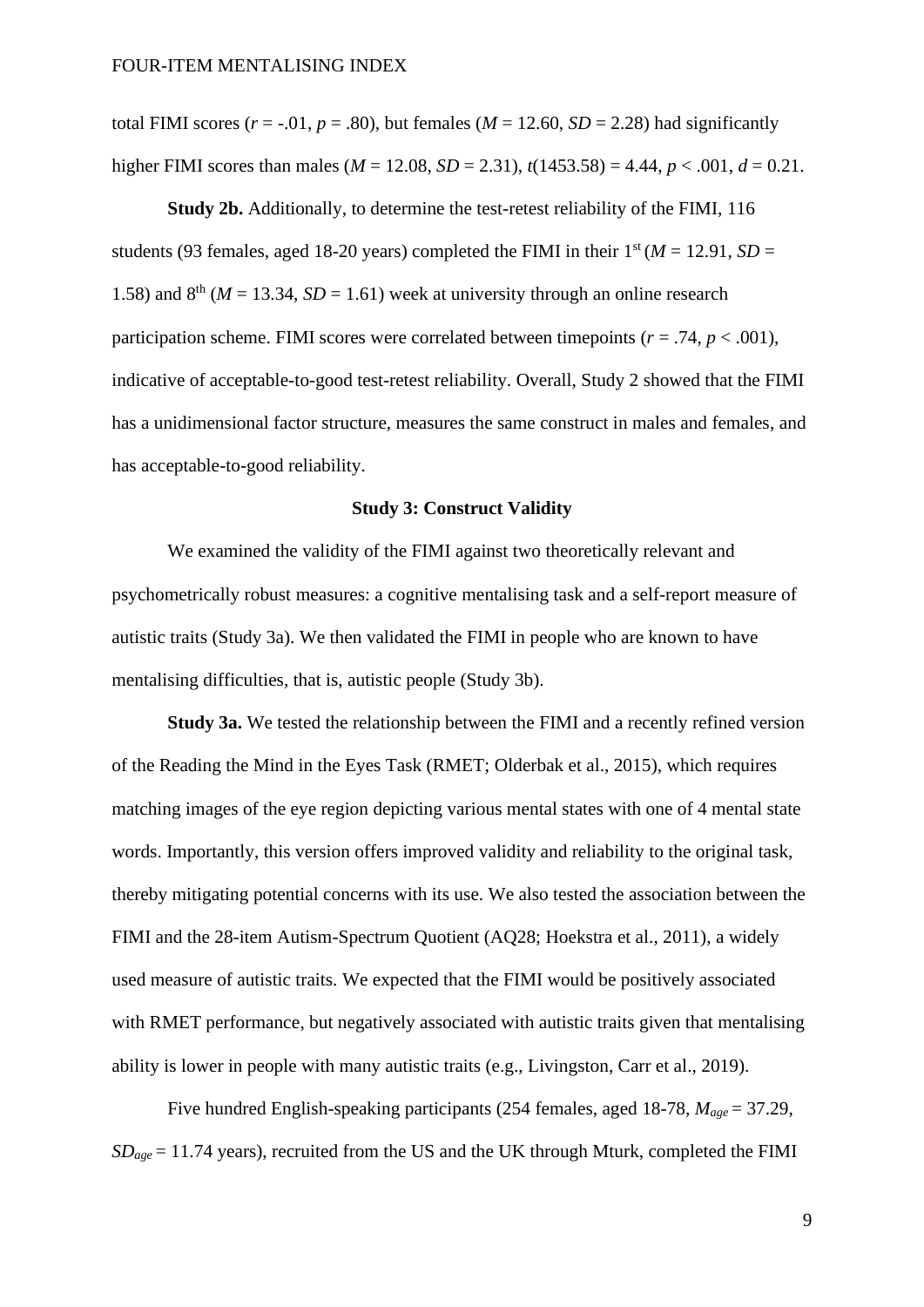total FIMI scores ($r$ = -.01, $p$ = .80), but females ($M$ = 12.60, $SD$ = 2.28) had significantly higher FIMI scores than males ($M$ = 12.08, $SD$ = 2.31), $t$(1453.58) = 4.44, $p$ < .001, $d$ = 0.21.

**Study 2b.** Additionally, to determine the test-retest reliability of the FIMI, 116 students (93 females, aged 18-20 years) completed the FIMI in their 1$^{st}$ ($M$ = 12.91, $SD$ = 1.58) and 8$^{th}$ ($M$ = 13.34, $SD$ = 1.61) week at university through an online research participation scheme. FIMI scores were correlated between timepoints ($r$ = .74, $p$ < .001), indicative of acceptable-to-good test-retest reliability. Overall, Study 2 showed that the FIMI has a unidimensional factor structure, measures the same construct in males and females, and has acceptable-to-good reliability.

## Study 3: Construct Validity

We examined the validity of the FIMI against two theoretically relevant and psychometrically robust measures: a cognitive mentalising task and a self-report measure of autistic traits (Study 3a). We then validated the FIMI in people who are known to have mentalising difficulties, that is, autistic people (Study 3b).

**Study 3a.** We tested the relationship between the FIMI and a recently refined version of the Reading the Mind in the Eyes Task (RMET; Olderbak et al., 2015), which requires matching images of the eye region depicting various mental states with one of 4 mental state words. Importantly, this version offers improved validity and reliability to the original task, thereby mitigating potential concerns with its use. We also tested the association between the FIMI and the 28-item Autism-Spectrum Quotient (AQ28; Hoekstra et al., 2011), a widely used measure of autistic traits. We expected that the FIMI would be positively associated with RMET performance, but negatively associated with autistic traits given that mentalising ability is lower in people with many autistic traits (e.g., Livingston, Carr et al., 2019).

Five hundred English-speaking participants (254 females, aged 18-78, $M_{age}$ = 37.29, $SD_{age}$ = 11.74 years), recruited from the US and the UK through Mturk, completed the FIMI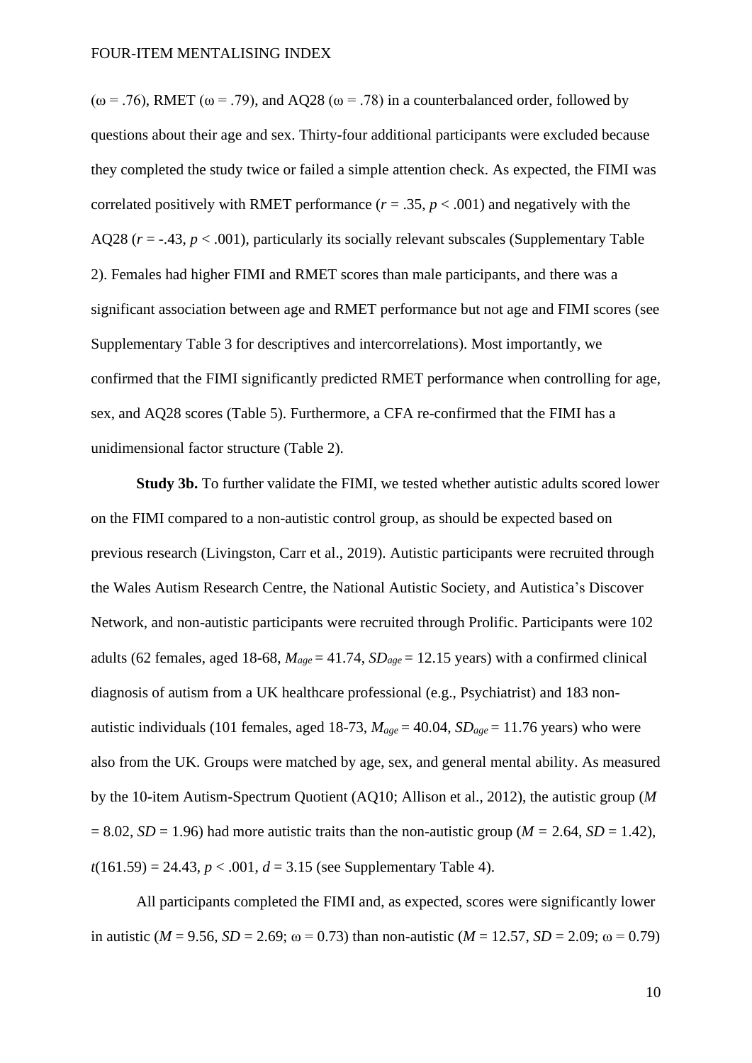(ω = .76), RMET (ω = .79), and AQ28 (ω = .78) in a counterbalanced order, followed by questions about their age and sex. Thirty-four additional participants were excluded because they completed the study twice or failed a simple attention check. As expected, the FIMI was correlated positively with RMET performance ($r = .35$, $p < .001$) and negatively with the AQ28 ($r = -.43$, $p < .001$), particularly its socially relevant subscales (Supplementary Table 2). Females had higher FIMI and RMET scores than male participants, and there was a significant association between age and RMET performance but not age and FIMI scores (see Supplementary Table 3 for descriptives and intercorrelations). Most importantly, we confirmed that the FIMI significantly predicted RMET performance when controlling for age, sex, and AQ28 scores (Table 5). Furthermore, a CFA re-confirmed that the FIMI has a unidimensional factor structure (Table 2).

**Study 3b.** To further validate the FIMI, we tested whether autistic adults scored lower on the FIMI compared to a non-autistic control group, as should be expected based on previous research (Livingston, Carr et al., 2019). Autistic participants were recruited through the Wales Autism Research Centre, the National Autistic Society, and Autistica's Discover Network, and non-autistic participants were recruited through Prolific. Participants were 102 adults (62 females, aged 18-68, $M_{age} = 41.74$, $SD_{age} = 12.15$ years) with a confirmed clinical diagnosis of autism from a UK healthcare professional (e.g., Psychiatrist) and 183 non-autistic individuals (101 females, aged 18-73, $M_{age} = 40.04$, $SD_{age} = 11.76$ years) who were also from the UK. Groups were matched by age, sex, and general mental ability. As measured by the 10-item Autism-Spectrum Quotient (AQ10; Allison et al., 2012), the autistic group ($M = 8.02$, $SD = 1.96$) had more autistic traits than the non-autistic group ($M = 2.64$, $SD = 1.42$), $t(161.59) = 24.43$, $p < .001$, $d = 3.15$ (see Supplementary Table 4).

All participants completed the FIMI and, as expected, scores were significantly lower in autistic ($M = 9.56$, $SD = 2.69$; ω = 0.73) than non-autistic ($M = 12.57$, $SD = 2.09$; ω = 0.79)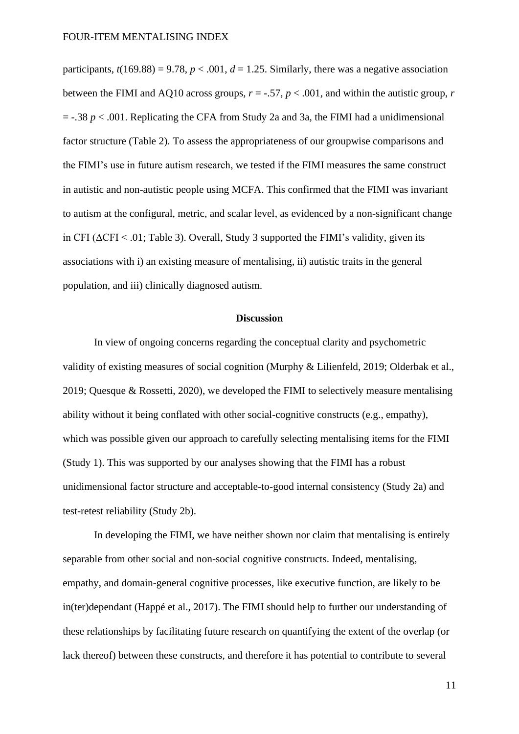participants, $t(169.88) = 9.78$, $p < .001$, $d = 1.25$. Similarly, there was a negative association between the FIMI and AQ10 across groups, $r = -.57$, $p < .001$, and within the autistic group, $r = -.38$ $p < .001$. Replicating the CFA from Study 2a and 3a, the FIMI had a unidimensional factor structure (Table 2). To assess the appropriateness of our groupwise comparisons and the FIMI's use in future autism research, we tested if the FIMI measures the same construct in autistic and non-autistic people using MCFA. This confirmed that the FIMI was invariant to autism at the configural, metric, and scalar level, as evidenced by a non-significant change in CFI ($\Delta$CFI < .01; Table 3). Overall, Study 3 supported the FIMI's validity, given its associations with i) an existing measure of mentalising, ii) autistic traits in the general population, and iii) clinically diagnosed autism.

## Discussion

In view of ongoing concerns regarding the conceptual clarity and psychometric validity of existing measures of social cognition (Murphy & Lilienfeld, 2019; Olderbak et al., 2019; Quesque & Rossetti, 2020), we developed the FIMI to selectively measure mentalising ability without it being conflated with other social-cognitive constructs (e.g., empathy), which was possible given our approach to carefully selecting mentalising items for the FIMI (Study 1). This was supported by our analyses showing that the FIMI has a robust unidimensional factor structure and acceptable-to-good internal consistency (Study 2a) and test-retest reliability (Study 2b).

In developing the FIMI, we have neither shown nor claim that mentalising is entirely separable from other social and non-social cognitive constructs. Indeed, mentalising, empathy, and domain-general cognitive processes, like executive function, are likely to be in(ter)dependant (Happé et al., 2017). The FIMI should help to further our understanding of these relationships by facilitating future research on quantifying the extent of the overlap (or lack thereof) between these constructs, and therefore it has potential to contribute to several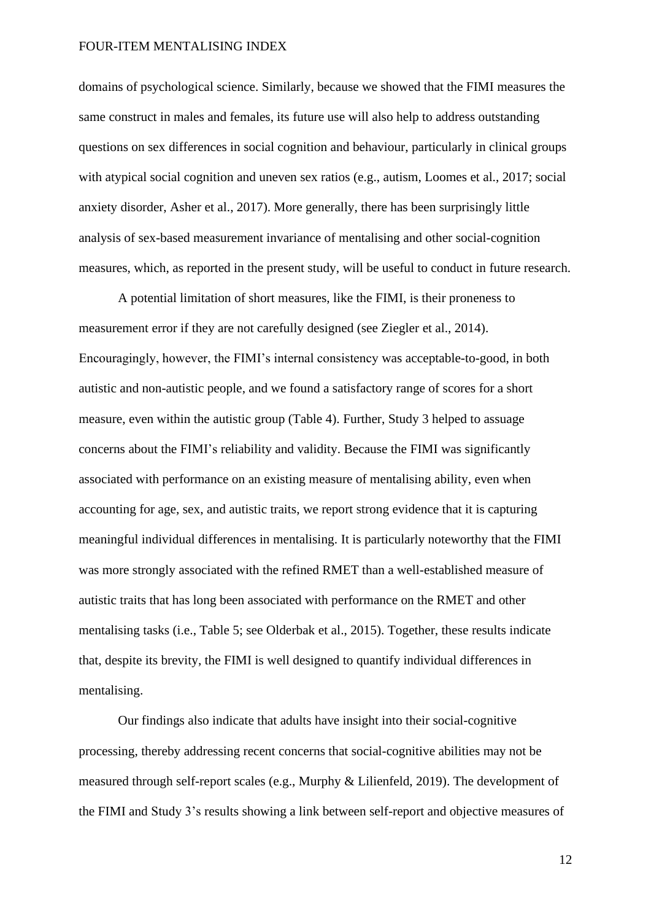domains of psychological science. Similarly, because we showed that the FIMI measures the same construct in males and females, its future use will also help to address outstanding questions on sex differences in social cognition and behaviour, particularly in clinical groups with atypical social cognition and uneven sex ratios (e.g., autism, Loomes et al., 2017; social anxiety disorder, Asher et al., 2017). More generally, there has been surprisingly little analysis of sex-based measurement invariance of mentalising and other social-cognition measures, which, as reported in the present study, will be useful to conduct in future research.

A potential limitation of short measures, like the FIMI, is their proneness to measurement error if they are not carefully designed (see Ziegler et al., 2014). Encouragingly, however, the FIMI's internal consistency was acceptable-to-good, in both autistic and non-autistic people, and we found a satisfactory range of scores for a short measure, even within the autistic group (Table 4). Further, Study 3 helped to assuage concerns about the FIMI's reliability and validity. Because the FIMI was significantly associated with performance on an existing measure of mentalising ability, even when accounting for age, sex, and autistic traits, we report strong evidence that it is capturing meaningful individual differences in mentalising. It is particularly noteworthy that the FIMI was more strongly associated with the refined RMET than a well-established measure of autistic traits that has long been associated with performance on the RMET and other mentalising tasks (i.e., Table 5; see Olderbak et al., 2015). Together, these results indicate that, despite its brevity, the FIMI is well designed to quantify individual differences in mentalising.

Our findings also indicate that adults have insight into their social-cognitive processing, thereby addressing recent concerns that social-cognitive abilities may not be measured through self-report scales (e.g., Murphy & Lilienfeld, 2019). The development of the FIMI and Study 3's results showing a link between self-report and objective measures of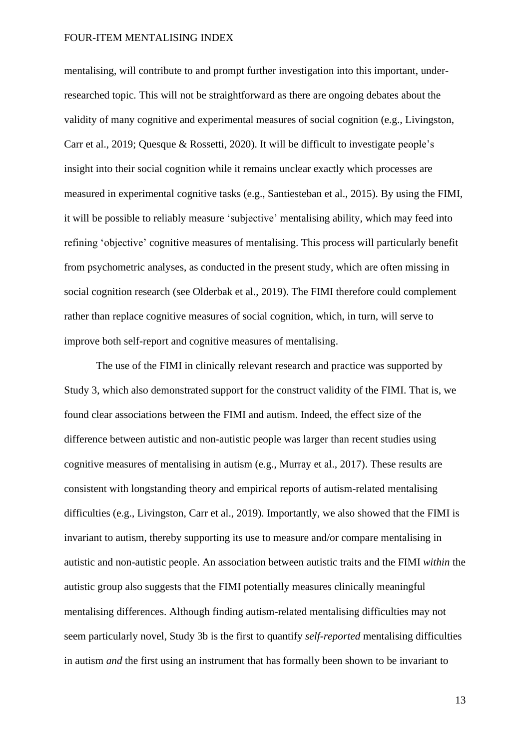mentalising, will contribute to and prompt further investigation into this important, under-researched topic. This will not be straightforward as there are ongoing debates about the validity of many cognitive and experimental measures of social cognition (e.g., Livingston, Carr et al., 2019; Quesque & Rossetti, 2020). It will be difficult to investigate people's insight into their social cognition while it remains unclear exactly which processes are measured in experimental cognitive tasks (e.g., Santiesteban et al., 2015). By using the FIMI, it will be possible to reliably measure 'subjective' mentalising ability, which may feed into refining 'objective' cognitive measures of mentalising. This process will particularly benefit from psychometric analyses, as conducted in the present study, which are often missing in social cognition research (see Olderbak et al., 2019). The FIMI therefore could complement rather than replace cognitive measures of social cognition, which, in turn, will serve to improve both self-report and cognitive measures of mentalising.

The use of the FIMI in clinically relevant research and practice was supported by Study 3, which also demonstrated support for the construct validity of the FIMI. That is, we found clear associations between the FIMI and autism. Indeed, the effect size of the difference between autistic and non-autistic people was larger than recent studies using cognitive measures of mentalising in autism (e.g., Murray et al., 2017). These results are consistent with longstanding theory and empirical reports of autism-related mentalising difficulties (e.g., Livingston, Carr et al., 2019). Importantly, we also showed that the FIMI is invariant to autism, thereby supporting its use to measure and/or compare mentalising in autistic and non-autistic people. An association between autistic traits and the FIMI *within* the autistic group also suggests that the FIMI potentially measures clinically meaningful mentalising differences. Although finding autism-related mentalising difficulties may not seem particularly novel, Study 3b is the first to quantify *self-reported* mentalising difficulties in autism *and* the first using an instrument that has formally been shown to be invariant to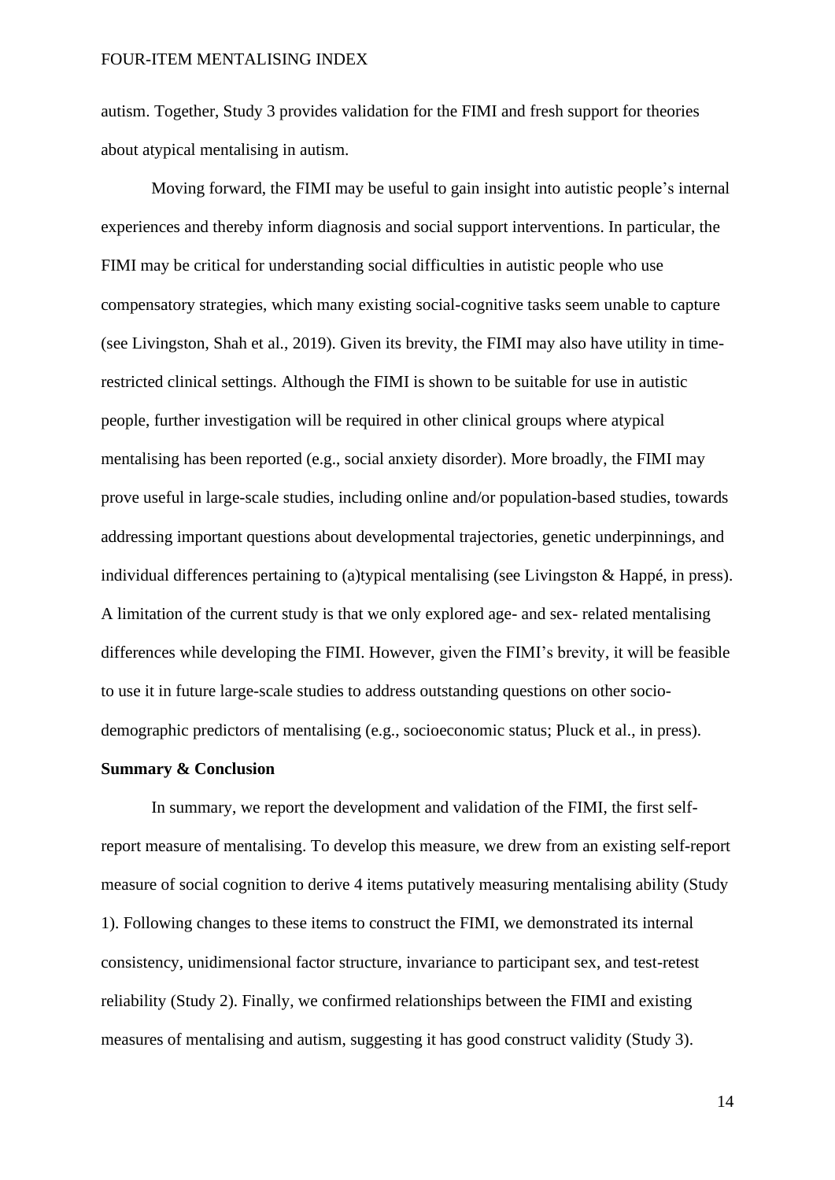autism. Together, Study 3 provides validation for the FIMI and fresh support for theories about atypical mentalising in autism.

Moving forward, the FIMI may be useful to gain insight into autistic people's internal experiences and thereby inform diagnosis and social support interventions. In particular, the FIMI may be critical for understanding social difficulties in autistic people who use compensatory strategies, which many existing social-cognitive tasks seem unable to capture (see Livingston, Shah et al., 2019). Given its brevity, the FIMI may also have utility in time-restricted clinical settings. Although the FIMI is shown to be suitable for use in autistic people, further investigation will be required in other clinical groups where atypical mentalising has been reported (e.g., social anxiety disorder). More broadly, the FIMI may prove useful in large-scale studies, including online and/or population-based studies, towards addressing important questions about developmental trajectories, genetic underpinnings, and individual differences pertaining to (a)typical mentalising (see Livingston & Happé, in press). A limitation of the current study is that we only explored age- and sex- related mentalising differences while developing the FIMI. However, given the FIMI's brevity, it will be feasible to use it in future large-scale studies to address outstanding questions on other socio-demographic predictors of mentalising (e.g., socioeconomic status; Pluck et al., in press).

**Summary & Conclusion**

In summary, we report the development and validation of the FIMI, the first self-report measure of mentalising. To develop this measure, we drew from an existing self-report measure of social cognition to derive 4 items putatively measuring mentalising ability (Study 1). Following changes to these items to construct the FIMI, we demonstrated its internal consistency, unidimensional factor structure, invariance to participant sex, and test-retest reliability (Study 2). Finally, we confirmed relationships between the FIMI and existing measures of mentalising and autism, suggesting it has good construct validity (Study 3).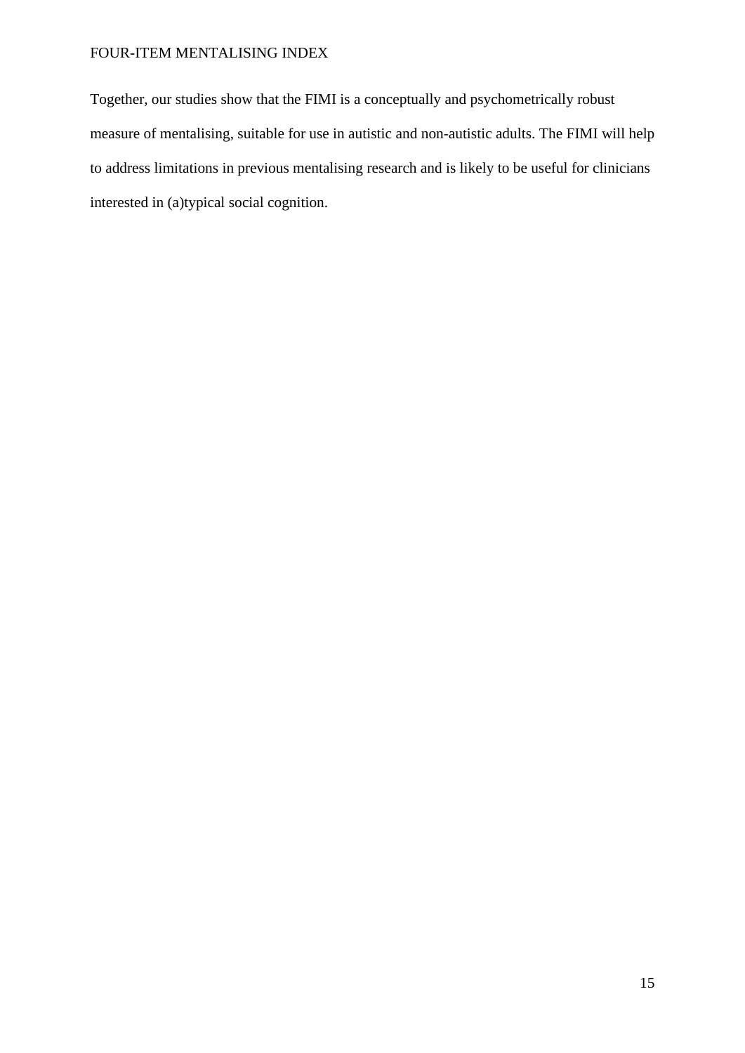Together, our studies show that the FIMI is a conceptually and psychometrically robust measure of mentalising, suitable for use in autistic and non-autistic adults. The FIMI will help to address limitations in previous mentalising research and is likely to be useful for clinicians interested in (a)typical social cognition.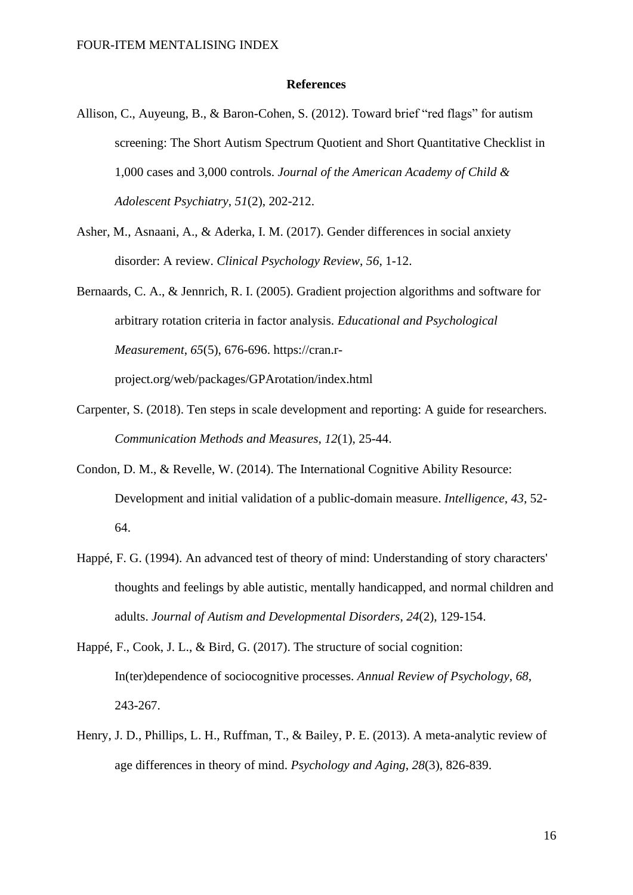## References

Allison, C., Auyeung, B., & Baron-Cohen, S. (2012). Toward brief "red flags" for autism screening: The Short Autism Spectrum Quotient and Short Quantitative Checklist in 1,000 cases and 3,000 controls. *Journal of the American Academy of Child & Adolescent Psychiatry*, *51*(2), 202-212.

Asher, M., Asnaani, A., & Aderka, I. M. (2017). Gender differences in social anxiety disorder: A review. *Clinical Psychology Review*, *56*, 1-12.

Bernaards, C. A., & Jennrich, R. I. (2005). Gradient projection algorithms and software for arbitrary rotation criteria in factor analysis. *Educational and Psychological Measurement*, *65*(5), 676-696. https://cran.r-project.org/web/packages/GPArotation/index.html

Carpenter, S. (2018). Ten steps in scale development and reporting: A guide for researchers. *Communication Methods and Measures*, *12*(1), 25-44.

Condon, D. M., & Revelle, W. (2014). The International Cognitive Ability Resource: Development and initial validation of a public-domain measure. *Intelligence*, *43*, 52-64.

Happé, F. G. (1994). An advanced test of theory of mind: Understanding of story characters' thoughts and feelings by able autistic, mentally handicapped, and normal children and adults. *Journal of Autism and Developmental Disorders*, *24*(2), 129-154.

Happé, F., Cook, J. L., & Bird, G. (2017). The structure of social cognition: In(ter)dependence of sociocognitive processes. *Annual Review of Psychology*, *68*, 243-267.

Henry, J. D., Phillips, L. H., Ruffman, T., & Bailey, P. E. (2013). A meta-analytic review of age differences in theory of mind. *Psychology and Aging*, *28*(3), 826-839.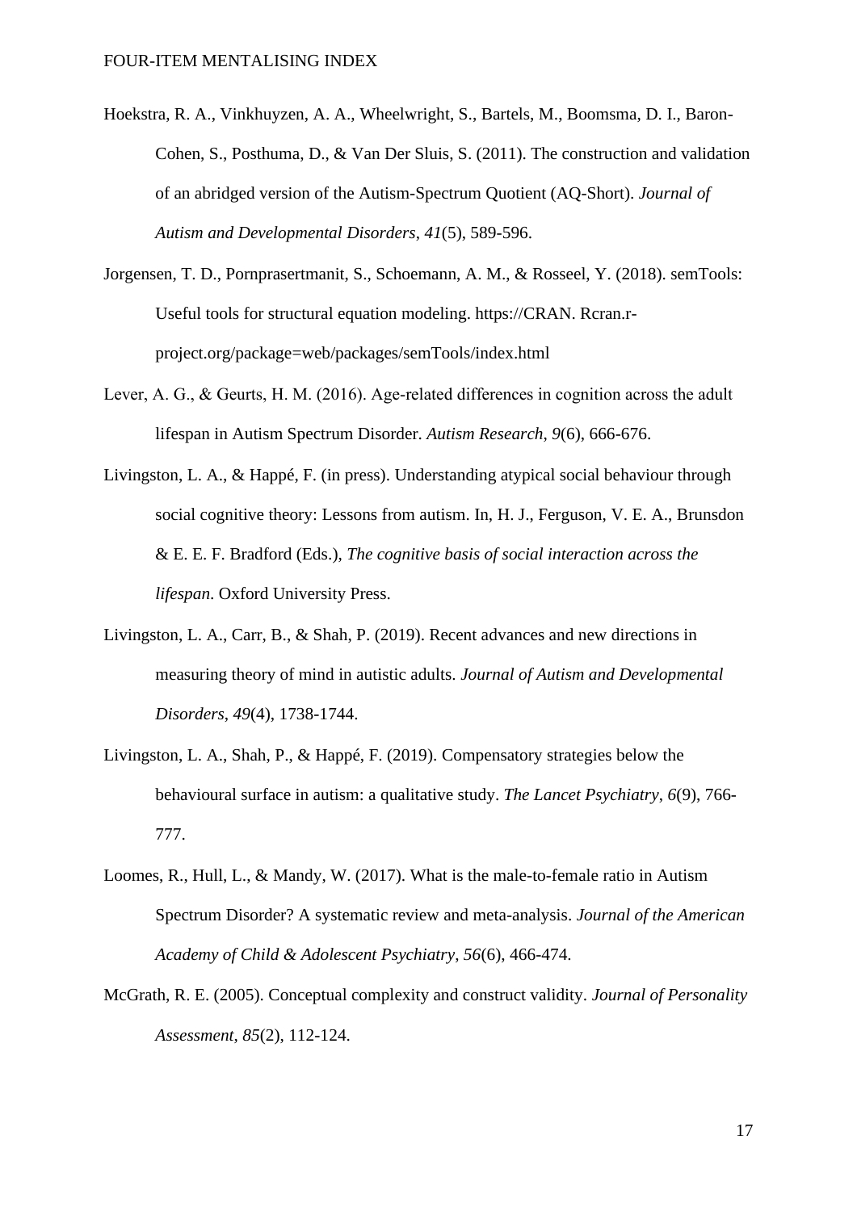Hoekstra, R. A., Vinkhuyzen, A. A., Wheelwright, S., Bartels, M., Boomsma, D. I., Baron-Cohen, S., Posthuma, D., & Van Der Sluis, S. (2011). The construction and validation of an abridged version of the Autism-Spectrum Quotient (AQ-Short). *Journal of Autism and Developmental Disorders*, *41*(5), 589-596.

Jorgensen, T. D., Pornprasertmanit, S., Schoemann, A. M., & Rosseel, Y. (2018). semTools: Useful tools for structural equation modeling. https://CRAN. Rcran.r-project.org/package=web/packages/semTools/index.html

Lever, A. G., & Geurts, H. M. (2016). Age-related differences in cognition across the adult lifespan in Autism Spectrum Disorder. *Autism Research*, *9*(6), 666-676.

Livingston, L. A., & Happé, F. (in press). Understanding atypical social behaviour through social cognitive theory: Lessons from autism. In, H. J., Ferguson, V. E. A., Brunsdon & E. E. F. Bradford (Eds.), *The cognitive basis of social interaction across the lifespan*. Oxford University Press.

Livingston, L. A., Carr, B., & Shah, P. (2019). Recent advances and new directions in measuring theory of mind in autistic adults. *Journal of Autism and Developmental Disorders*, *49*(4), 1738-1744.

Livingston, L. A., Shah, P., & Happé, F. (2019). Compensatory strategies below the behavioural surface in autism: a qualitative study. *The Lancet Psychiatry*, *6*(9), 766-777.

Loomes, R., Hull, L., & Mandy, W. (2017). What is the male-to-female ratio in Autism Spectrum Disorder? A systematic review and meta-analysis. *Journal of the American Academy of Child & Adolescent Psychiatry*, *56*(6), 466-474.

McGrath, R. E. (2005). Conceptual complexity and construct validity. *Journal of Personality Assessment*, *85*(2), 112-124.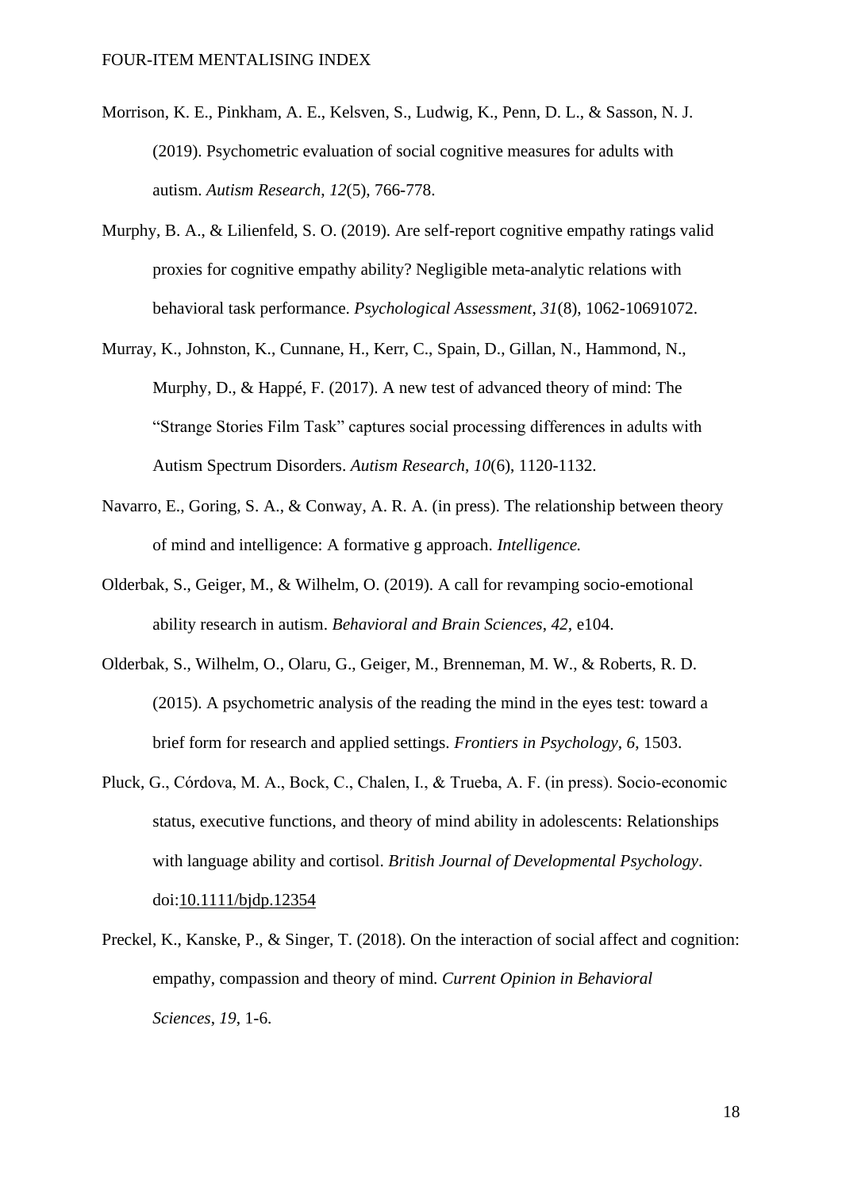Morrison, K. E., Pinkham, A. E., Kelsven, S., Ludwig, K., Penn, D. L., & Sasson, N. J. (2019). Psychometric evaluation of social cognitive measures for adults with autism. *Autism Research*, *12*(5), 766-778.

Murphy, B. A., & Lilienfeld, S. O. (2019). Are self-report cognitive empathy ratings valid proxies for cognitive empathy ability? Negligible meta-analytic relations with behavioral task performance. *Psychological Assessment*, *31*(8), 1062-10691072.

Murray, K., Johnston, K., Cunnane, H., Kerr, C., Spain, D., Gillan, N., Hammond, N., Murphy, D., & Happé, F. (2017). A new test of advanced theory of mind: The "Strange Stories Film Task" captures social processing differences in adults with Autism Spectrum Disorders. *Autism Research*, *10*(6), 1120-1132.

Navarro, E., Goring, S. A., & Conway, A. R. A. (in press). The relationship between theory of mind and intelligence: A formative g approach. *Intelligence.*

Olderbak, S., Geiger, M., & Wilhelm, O. (2019). A call for revamping socio-emotional ability research in autism. *Behavioral and Brain Sciences*, *42*, e104.

Olderbak, S., Wilhelm, O., Olaru, G., Geiger, M., Brenneman, M. W., & Roberts, R. D. (2015). A psychometric analysis of the reading the mind in the eyes test: toward a brief form for research and applied settings. *Frontiers in Psychology*, *6*, 1503.

Pluck, G., Córdova, M. A., Bock, C., Chalen, I., & Trueba, A. F. (in press). Socio-economic status, executive functions, and theory of mind ability in adolescents: Relationships with language ability and cortisol. *British Journal of Developmental Psychology*. doi:10.1111/bjdp.12354

Preckel, K., Kanske, P., & Singer, T. (2018). On the interaction of social affect and cognition: empathy, compassion and theory of mind. *Current Opinion in Behavioral Sciences*, *19*, 1-6.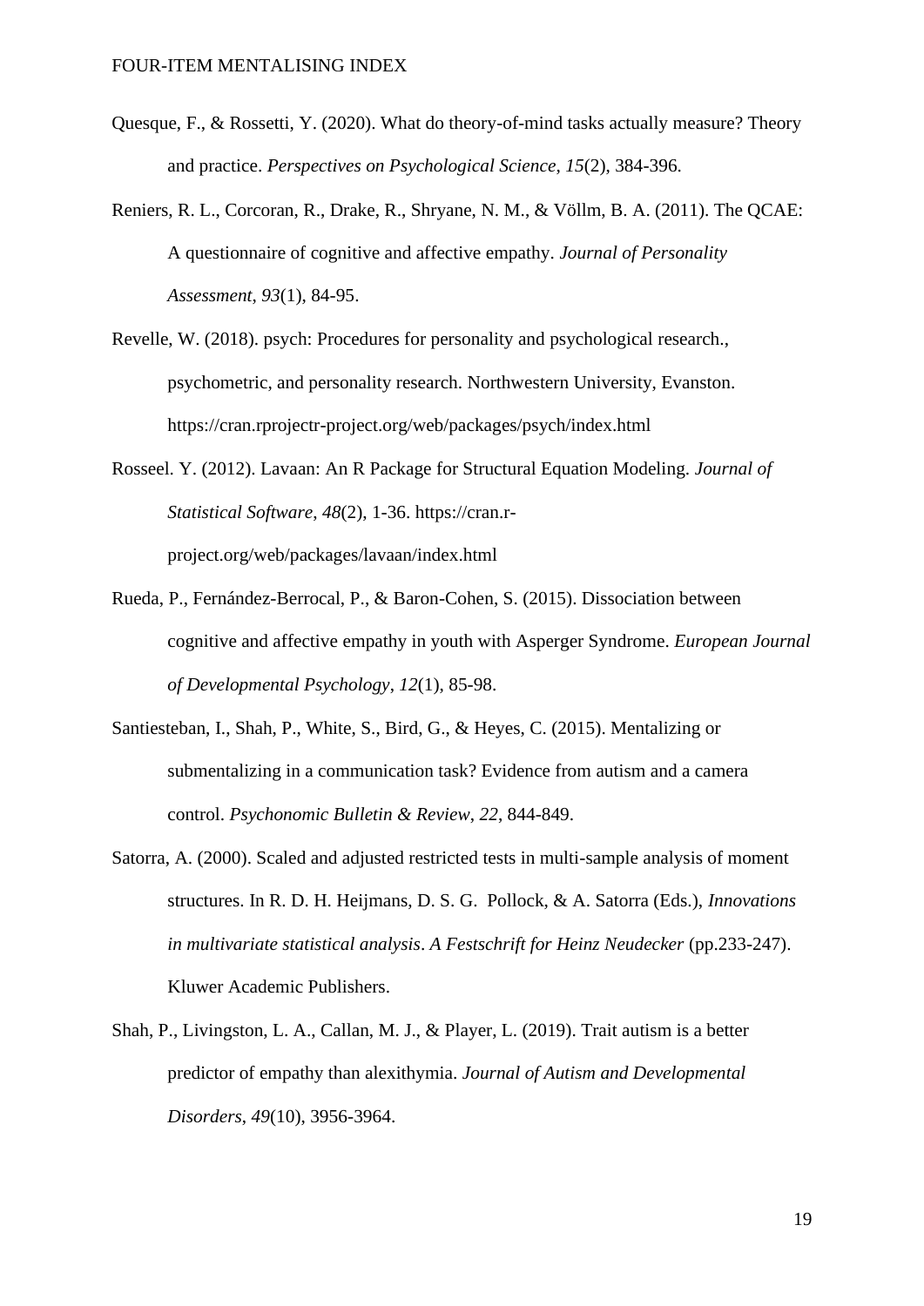Quesque, F., & Rossetti, Y. (2020). What do theory-of-mind tasks actually measure? Theory and practice. *Perspectives on Psychological Science*, *15*(2), 384-396.

Reniers, R. L., Corcoran, R., Drake, R., Shryane, N. M., & Völlm, B. A. (2011). The QCAE: A questionnaire of cognitive and affective empathy. *Journal of Personality Assessment*, *93*(1), 84-95.

Revelle, W. (2018). psych: Procedures for personality and psychological research., psychometric, and personality research. Northwestern University, Evanston. https://cran.rprojectr-project.org/web/packages/psych/index.html

Rosseel. Y. (2012). Lavaan: An R Package for Structural Equation Modeling. *Journal of Statistical Software*, *48*(2), 1-36. https://cran.r-project.org/web/packages/lavaan/index.html

Rueda, P., Fernández-Berrocal, P., & Baron-Cohen, S. (2015). Dissociation between cognitive and affective empathy in youth with Asperger Syndrome. *European Journal of Developmental Psychology*, *12*(1), 85-98.

Santiesteban, I., Shah, P., White, S., Bird, G., & Heyes, C. (2015). Mentalizing or submentalizing in a communication task? Evidence from autism and a camera control. *Psychonomic Bulletin & Review*, *22*, 844-849.

Satorra, A. (2000). Scaled and adjusted restricted tests in multi-sample analysis of moment structures. In R. D. H. Heijmans, D. S. G. Pollock, & A. Satorra (Eds.), *Innovations in multivariate statistical analysis*. *A Festschrift for Heinz Neudecker* (pp.233-247). Kluwer Academic Publishers.

Shah, P., Livingston, L. A., Callan, M. J., & Player, L. (2019). Trait autism is a better predictor of empathy than alexithymia. *Journal of Autism and Developmental Disorders*, *49*(10), 3956-3964.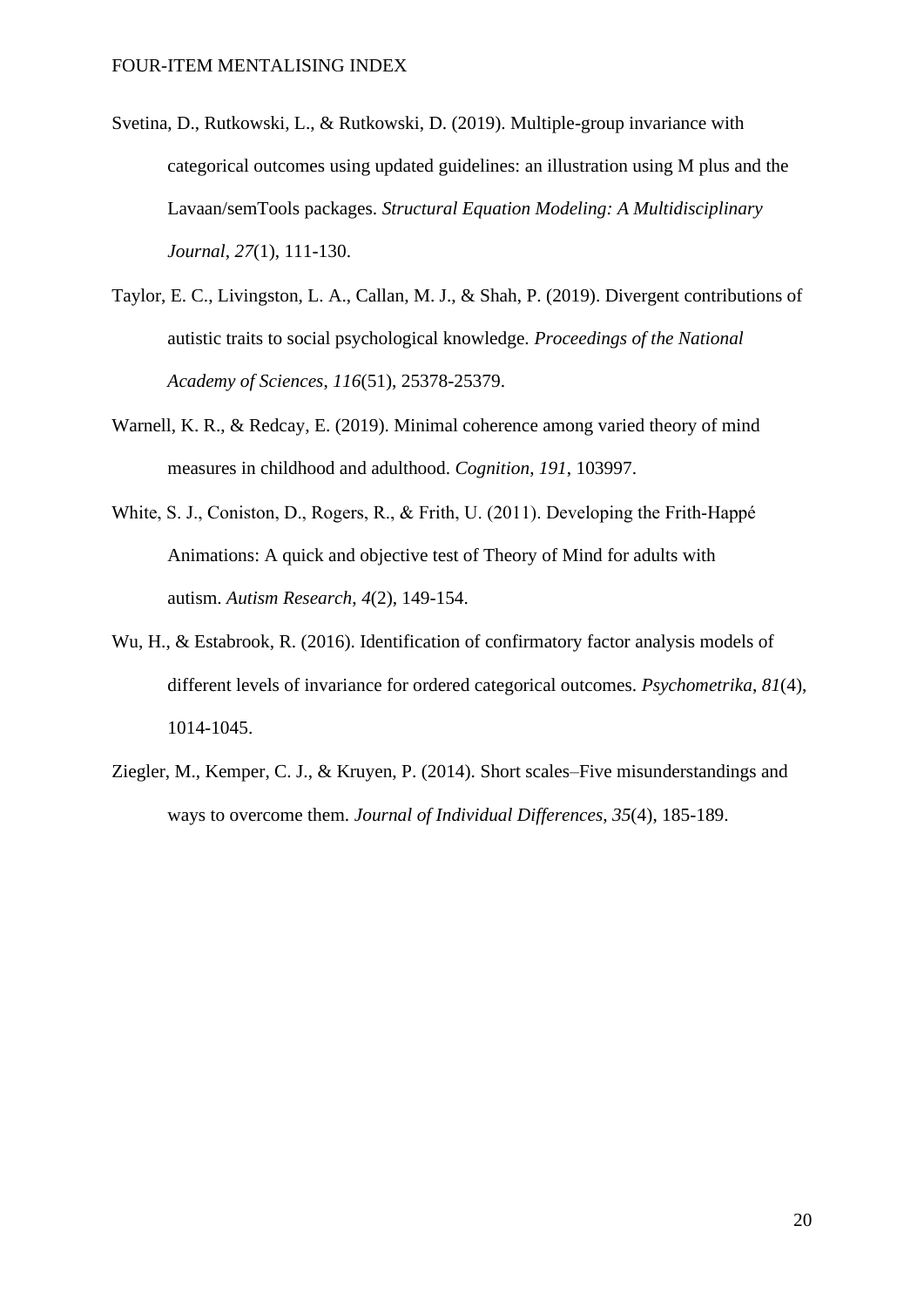Svetina, D., Rutkowski, L., & Rutkowski, D. (2019). Multiple-group invariance with categorical outcomes using updated guidelines: an illustration using M plus and the Lavaan/semTools packages. *Structural Equation Modeling: A Multidisciplinary Journal*, *27*(1), 111-130.

Taylor, E. C., Livingston, L. A., Callan, M. J., & Shah, P. (2019). Divergent contributions of autistic traits to social psychological knowledge. *Proceedings of the National Academy of Sciences*, *116*(51), 25378-25379.

Warnell, K. R., & Redcay, E. (2019). Minimal coherence among varied theory of mind measures in childhood and adulthood. *Cognition*, *191*, 103997.

White, S. J., Coniston, D., Rogers, R., & Frith, U. (2011). Developing the Frith-Happé Animations: A quick and objective test of Theory of Mind for adults with autism. *Autism Research*, *4*(2), 149-154.

Wu, H., & Estabrook, R. (2016). Identification of confirmatory factor analysis models of different levels of invariance for ordered categorical outcomes. *Psychometrika*, *81*(4), 1014-1045.

Ziegler, M., Kemper, C. J., & Kruyen, P. (2014). Short scales–Five misunderstandings and ways to overcome them. *Journal of Individual Differences*, *35*(4), 185-189.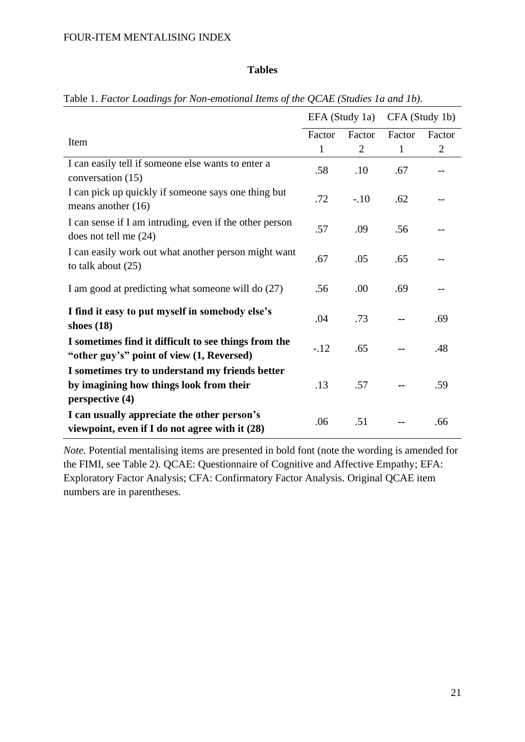## Tables

Table 1. *Factor Loadings for Non-emotional Items of the QCAE (Studies 1a and 1b).*

| Item | EFA (Study 1a) | | CFA (Study 1b) | |
|---|---|---|---|---|
| | Factor 1 | Factor 2 | Factor 1 | Factor 2 |
| I can easily tell if someone else wants to enter a conversation (15) | .58 | .10 | .67 | -- |
| I can pick up quickly if someone says one thing but means another (16) | .72 | -.10 | .62 | -- |
| I can sense if I am intruding, even if the other person does not tell me (24) | .57 | .09 | .56 | -- |
| I can easily work out what another person might want to talk about (25) | .67 | .05 | .65 | -- |
| I am good at predicting what someone will do (27) | .56 | .00 | .69 | -- |
| **I find it easy to put myself in somebody else's shoes (18)** | .04 | .73 | -- | .69 |
| **I sometimes find it difficult to see things from the "other guy's" point of view (1, Reversed)** | -.12 | .65 | -- | .48 |
| **I sometimes try to understand my friends better by imagining how things look from their perspective (4)** | .13 | .57 | -- | .59 |
| **I can usually appreciate the other person's viewpoint, even if I do not agree with it (28)** | .06 | .51 | -- | .66 |

*Note.* Potential mentalising items are presented in bold font (note the wording is amended for the FIMI, see Table 2). QCAE: Questionnaire of Cognitive and Affective Empathy; EFA: Exploratory Factor Analysis; CFA: Confirmatory Factor Analysis. Original QCAE item numbers are in parentheses.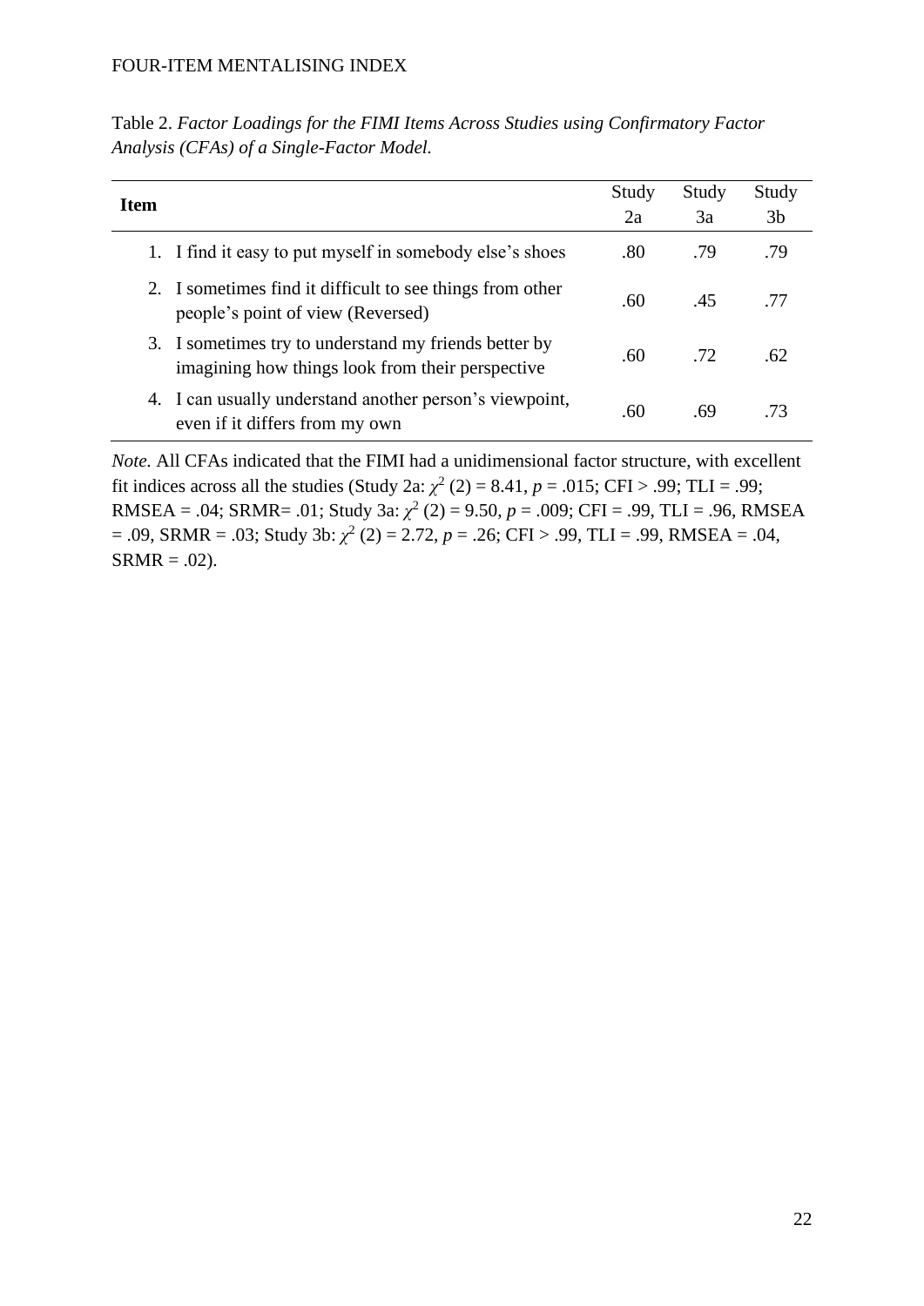Table 2. *Factor Loadings for the FIMI Items Across Studies using Confirmatory Factor Analysis (CFAs) of a Single-Factor Model.*

| **Item** | Study 2a | Study 3a | Study 3b |
|---|---|---|---|
| 1. I find it easy to put myself in somebody else's shoes | .80 | .79 | .79 |
| 2. I sometimes find it difficult to see things from other people's point of view (Reversed) | .60 | .45 | .77 |
| 3. I sometimes try to understand my friends better by imagining how things look from their perspective | .60 | .72 | .62 |
| 4. I can usually understand another person's viewpoint, even if it differs from my own | .60 | .69 | .73 |

*Note.* All CFAs indicated that the FIMI had a unidimensional factor structure, with excellent fit indices across all the studies (Study 2a: $\chi^2$ (2) = 8.41, $p$ = .015; CFI > .99; TLI = .99; RMSEA = .04; SRMR= .01; Study 3a: $\chi^2$ (2) = 9.50, $p$ = .009; CFI = .99, TLI = .96, RMSEA = .09, SRMR = .03; Study 3b: $\chi^2$ (2) = 2.72, $p$ = .26; CFI > .99, TLI = .99, RMSEA = .04, SRMR = .02).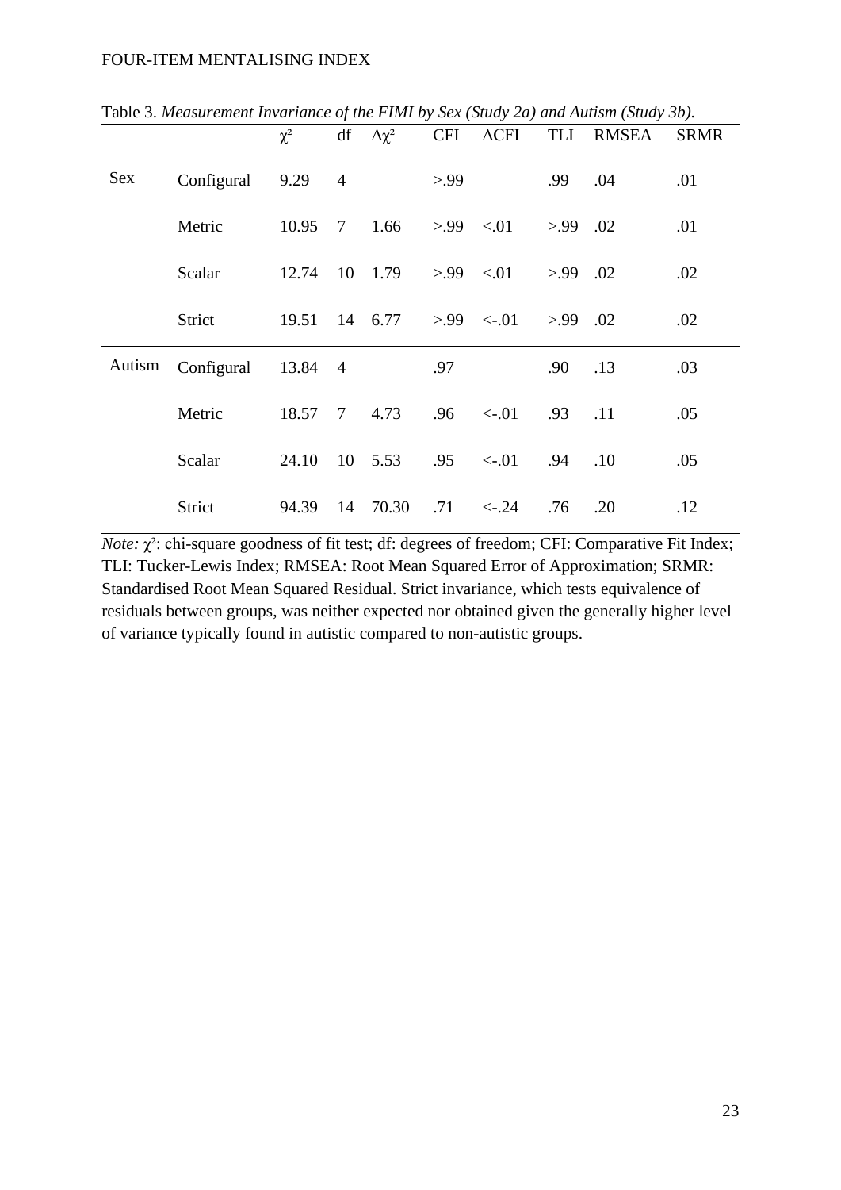Table 3. *Measurement Invariance of the FIMI by Sex (Study 2a) and Autism (Study 3b).*

| | | $\chi^2$ | df | $\Delta\chi^2$ | CFI | $\Delta$CFI | TLI | RMSEA | SRMR |
|---|---|---|---|---|---|---|---|---|---|
| Sex | Configural | 9.29 | 4 | | >.99 | | .99 | .04 | .01 |
| | Metric | 10.95 | 7 | 1.66 | >.99 | <.01 | >.99 | .02 | .01 |
| | Scalar | 12.74 | 10 | 1.79 | >.99 | <.01 | >.99 | .02 | .02 |
| | Strict | 19.51 | 14 | 6.77 | >.99 | <-.01 | >.99 | .02 | .02 |
| Autism | Configural | 13.84 | 4 | | .97 | | .90 | .13 | .03 |
| | Metric | 18.57 | 7 | 4.73 | .96 | <-.01 | .93 | .11 | .05 |
| | Scalar | 24.10 | 10 | 5.53 | .95 | <-.01 | .94 | .10 | .05 |
| | Strict | 94.39 | 14 | 70.30 | .71 | <-.24 | .76 | .20 | .12 |

*Note:* $\chi^2$: chi-square goodness of fit test; df: degrees of freedom; CFI: Comparative Fit Index; TLI: Tucker-Lewis Index; RMSEA: Root Mean Squared Error of Approximation; SRMR: Standardised Root Mean Squared Residual. Strict invariance, which tests equivalence of residuals between groups, was neither expected nor obtained given the generally higher level of variance typically found in autistic compared to non-autistic groups.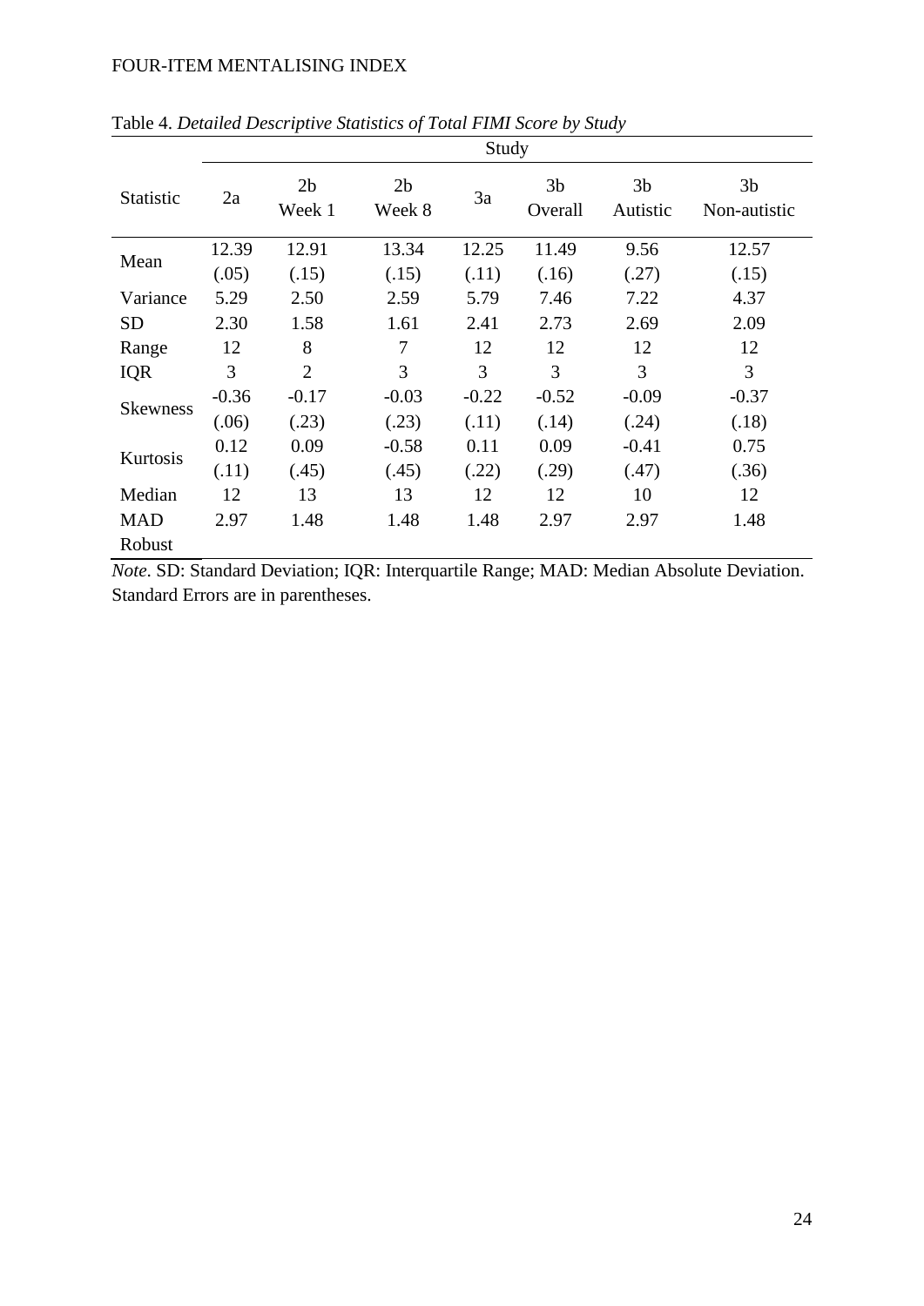Table 4. *Detailed Descriptive Statistics of Total FIMI Score by Study*

| Statistic | Study | | | | | | |
|---|---|---|---|---|---|---|---|
| | 2a | 2b Week 1 | 2b Week 8 | 3a | 3b Overall | 3b Autistic | 3b Non-autistic |
| Mean | 12.39 (.05) | 12.91 (.15) | 13.34 (.15) | 12.25 (.11) | 11.49 (.16) | 9.56 (.27) | 12.57 (.15) |
| Variance | 5.29 | 2.50 | 2.59 | 5.79 | 7.46 | 7.22 | 4.37 |
| SD | 2.30 | 1.58 | 1.61 | 2.41 | 2.73 | 2.69 | 2.09 |
| Range | 12 | 8 | 7 | 12 | 12 | 12 | 12 |
| IQR | 3 | 2 | 3 | 3 | 3 | 3 | 3 |
| Skewness | -0.36 (.06) | -0.17 (.23) | -0.03 (.23) | -0.22 (.11) | -0.52 (.14) | -0.09 (.24) | -0.37 (.18) |
| Kurtosis | 0.12 (.11) | 0.09 (.45) | -0.58 (.45) | 0.11 (.22) | 0.09 (.29) | -0.41 (.47) | 0.75 (.36) |
| Median | 12 | 13 | 13 | 12 | 12 | 10 | 12 |
| MAD Robust | 2.97 | 1.48 | 1.48 | 1.48 | 2.97 | 2.97 | 1.48 |

*Note*. SD: Standard Deviation; IQR: Interquartile Range; MAD: Median Absolute Deviation. Standard Errors are in parentheses.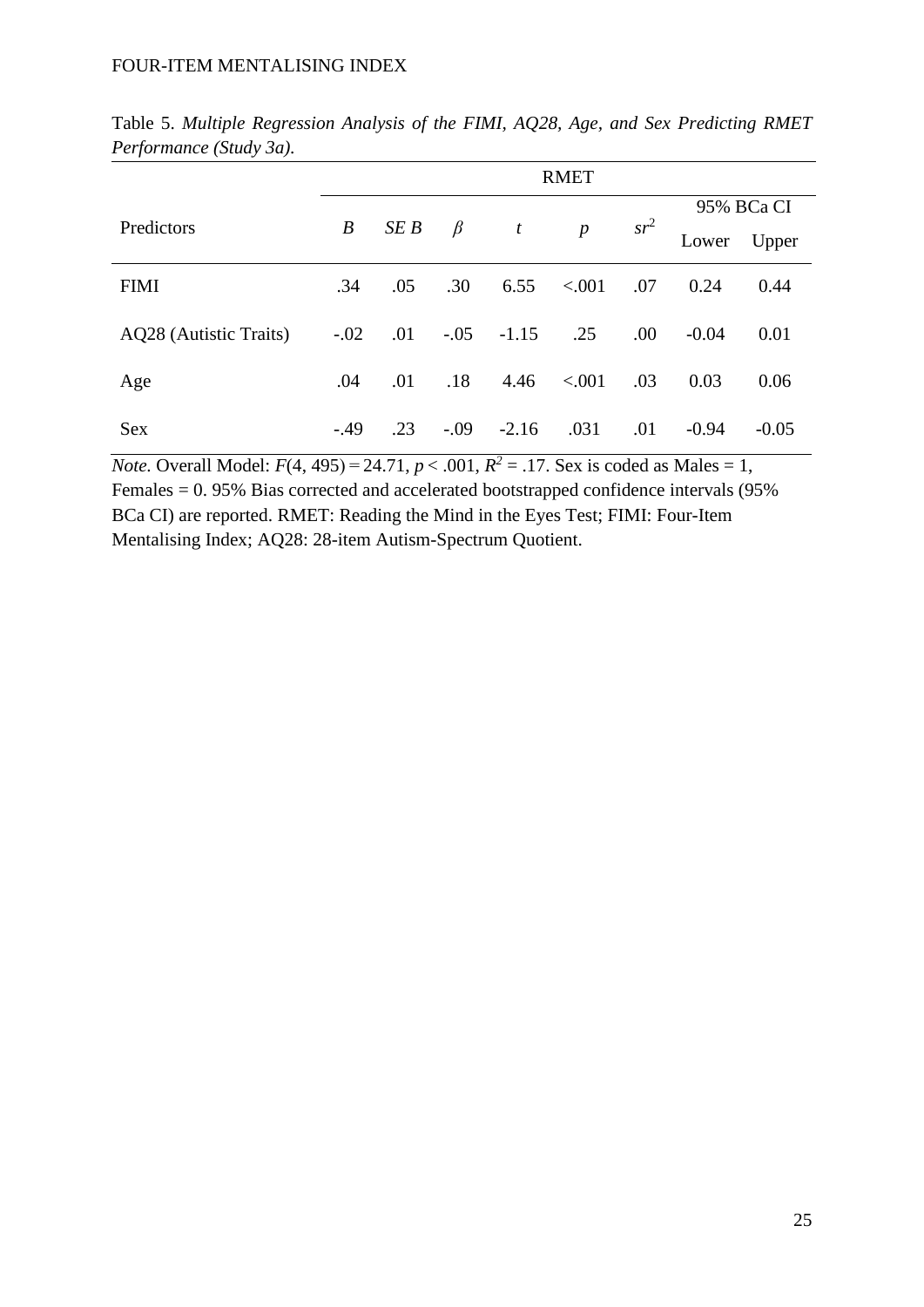Table 5. *Multiple Regression Analysis of the FIMI, AQ28, Age, and Sex Predicting RMET Performance (Study 3a).*

| | RMET | | | | | | | |
|---|---|---|---|---|---|---|---|---|
| | | | | | | | 95% BCa CI | |
| Predictors | $B$ | $SE\ B$ | $\beta$ | $t$ | $p$ | $sr^2$ | Lower | Upper |
| FIMI | .34 | .05 | .30 | 6.55 | <.001 | .07 | 0.24 | 0.44 |
| AQ28 (Autistic Traits) | -.02 | .01 | -.05 | -1.15 | .25 | .00 | -0.04 | 0.01 |
| Age | .04 | .01 | .18 | 4.46 | <.001 | .03 | 0.03 | 0.06 |
| Sex | -.49 | .23 | -.09 | -2.16 | .031 | .01 | -0.94 | -0.05 |

*Note*. Overall Model: $F(4, 495) = 24.71$, $p < .001$, $R^2 = .17$. Sex is coded as Males = 1, Females = 0. 95% Bias corrected and accelerated bootstrapped confidence intervals (95% BCa CI) are reported. RMET: Reading the Mind in the Eyes Test; FIMI: Four-Item Mentalising Index; AQ28: 28-item Autism-Spectrum Quotient.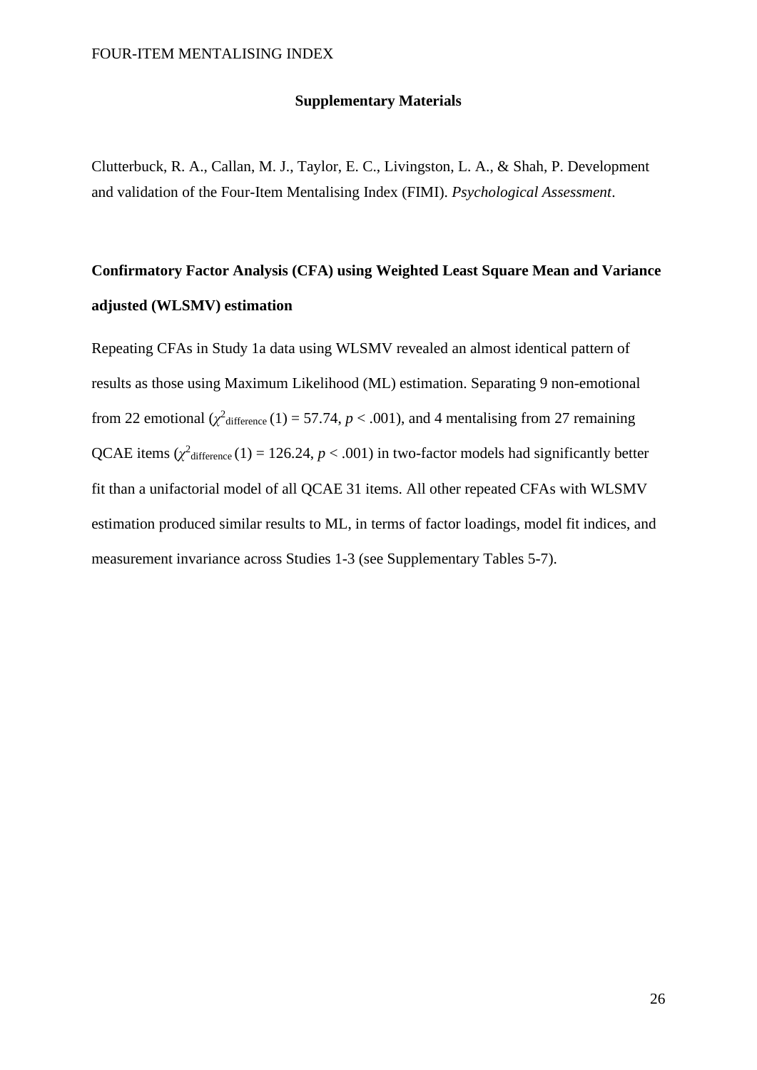**Supplementary Materials**

Clutterbuck, R. A., Callan, M. J., Taylor, E. C., Livingston, L. A., & Shah, P. Development and validation of the Four-Item Mentalising Index (FIMI). *Psychological Assessment*.

## Confirmatory Factor Analysis (CFA) using Weighted Least Square Mean and Variance adjusted (WLSMV) estimation

Repeating CFAs in Study 1a data using WLSMV revealed an almost identical pattern of results as those using Maximum Likelihood (ML) estimation. Separating 9 non-emotional from 22 emotional ($\chi^2_{\text{difference}}(1) = 57.74$, $p < .001$), and 4 mentalising from 27 remaining QCAE items ($\chi^2_{\text{difference}}(1) = 126.24$, $p < .001$) in two-factor models had significantly better fit than a unifactorial model of all QCAE 31 items. All other repeated CFAs with WLSMV estimation produced similar results to ML, in terms of factor loadings, model fit indices, and measurement invariance across Studies 1-3 (see Supplementary Tables 5-7).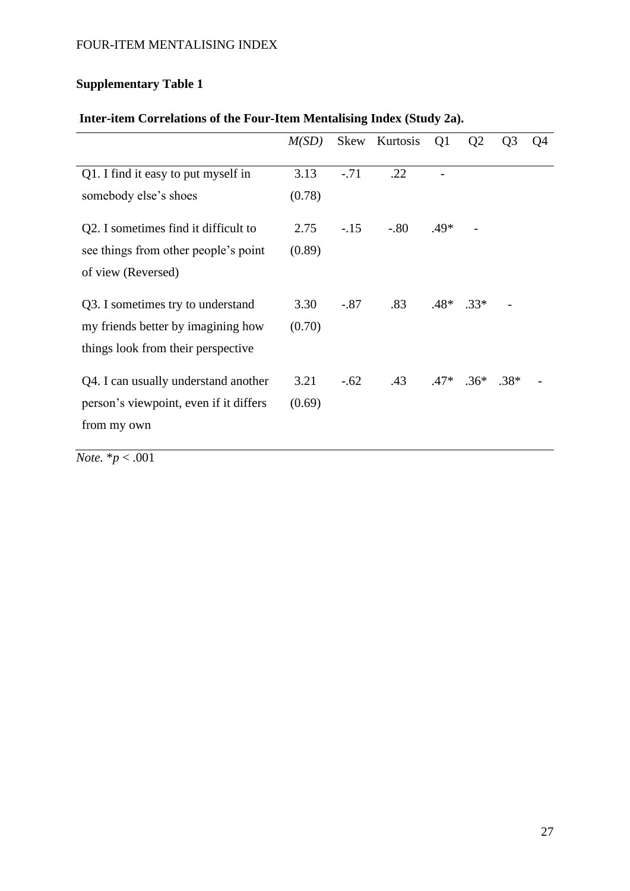**Supplementary Table 1**

**Inter-item Correlations of the Four-Item Mentalising Index (Study 2a).**

| | *M(SD)* | Skew | Kurtosis | Q1 | Q2 | Q3 | Q4 |
|---|---|---|---|---|---|---|---|
| Q1. I find it easy to put myself in somebody else's shoes | 3.13 (0.78) | -.71 | .22 | - | | | |
| Q2. I sometimes find it difficult to see things from other people's point of view (Reversed) | 2.75 (0.89) | -.15 | -.80 | .49* | - | | |
| Q3. I sometimes try to understand my friends better by imagining how things look from their perspective | 3.30 (0.70) | -.87 | .83 | .48* | .33* | - | |
| Q4. I can usually understand another person's viewpoint, even if it differs from my own | 3.21 (0.69) | -.62 | .43 | .47* | .36* | .38* | - |

*Note.* \**p* < .001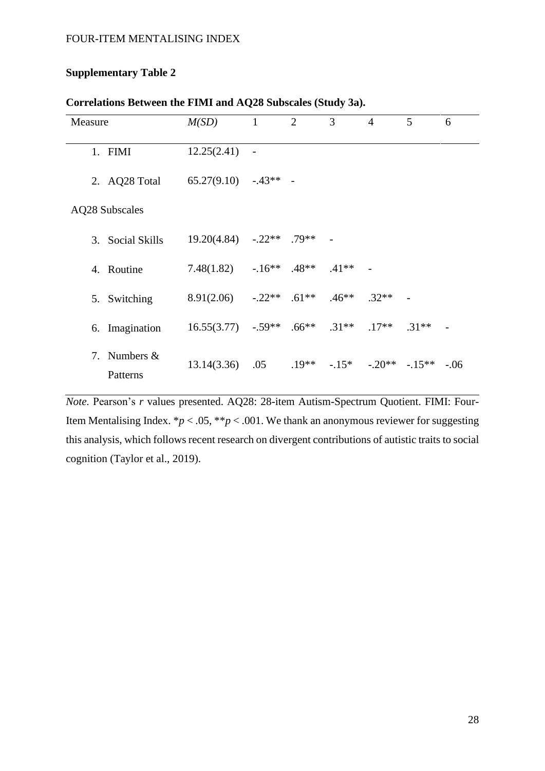**Supplementary Table 2**

**Correlations Between the FIMI and AQ28 Subscales (Study 3a).**

| Measure | *M(SD)* | 1 | 2 | 3 | 4 | 5 | 6 |
|---|---|---|---|---|---|---|---|
| 1. FIMI | 12.25(2.41) | - | | | | | |
| 2. AQ28 Total | 65.27(9.10) | -.43** | - | | | | |
| AQ28 Subscales | | | | | | | |
| 3. Social Skills | 19.20(4.84) | -.22** | .79** | - | | | |
| 4. Routine | 7.48(1.82) | -.16** | .48** | .41** | - | | |
| 5. Switching | 8.91(2.06) | -.22** | .61** | .46** | .32** | - | |
| 6. Imagination | 16.55(3.77) | -.59** | .66** | .31** | .17** | .31** | - |
| 7. Numbers & Patterns | 13.14(3.36) | .05 | .19** | -.15* | -.20** | -.15** | -.06 |

*Note.* Pearson's *r* values presented. AQ28: 28-item Autism-Spectrum Quotient. FIMI: Four-Item Mentalising Index. *$p < .05$, **$p < .001$. We thank an anonymous reviewer for suggesting this analysis, which follows recent research on divergent contributions of autistic traits to social cognition (Taylor et al., 2019).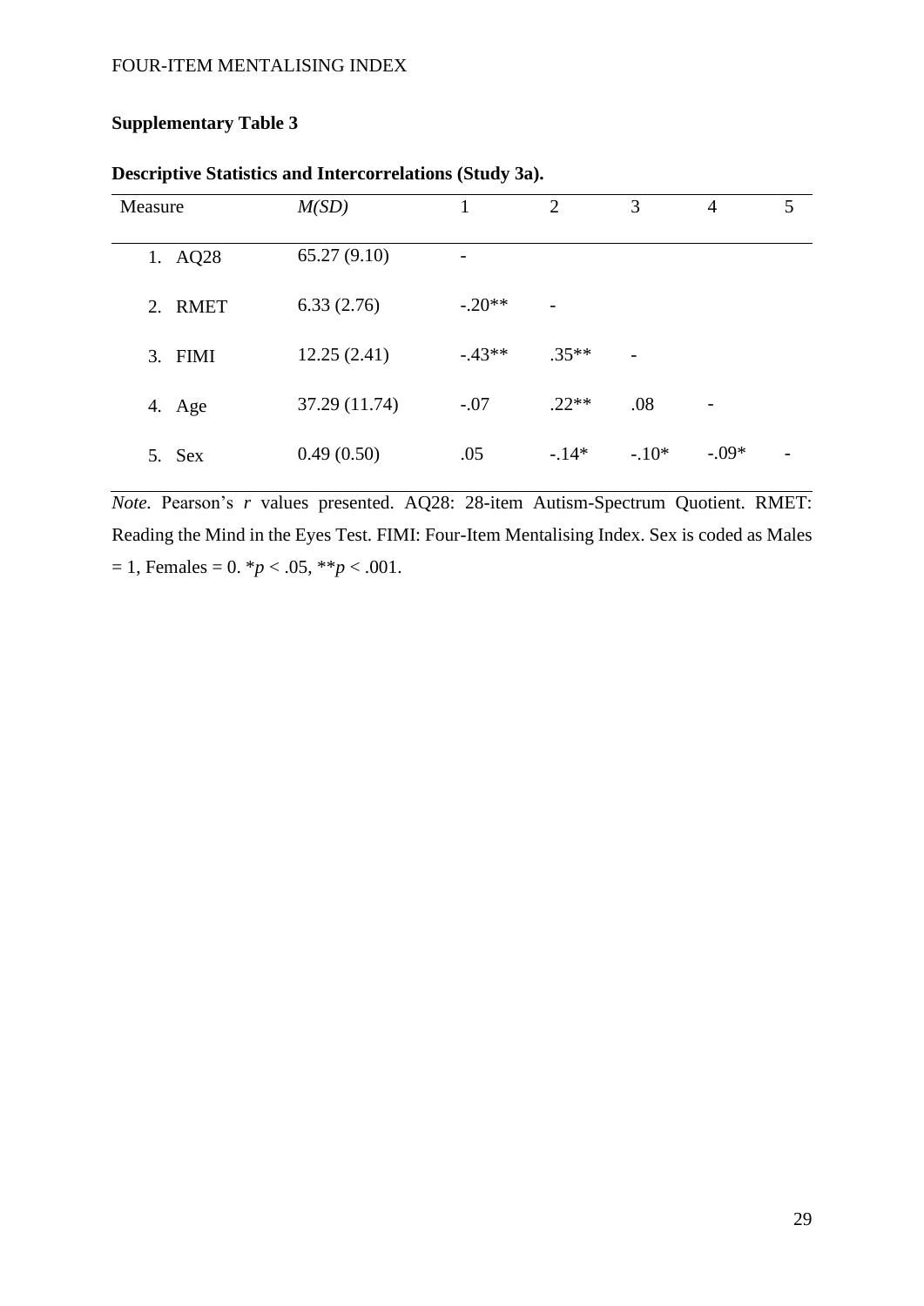**Supplementary Table 3**

**Descriptive Statistics and Intercorrelations (Study 3a).**

| Measure | *M*(*SD*) | 1 | 2 | 3 | 4 | 5 |
|---|---|---|---|---|---|---|
| 1. AQ28 | 65.27 (9.10) | - | | | | |
| 2. RMET | 6.33 (2.76) | -.20** | - | | | |
| 3. FIMI | 12.25 (2.41) | -.43** | .35** | - | | |
| 4. Age | 37.29 (11.74) | -.07 | .22** | .08 | - | |
| 5. Sex | 0.49 (0.50) | .05 | -.14* | -.10* | -.09* | - |

*Note.* Pearson's *r* values presented. AQ28: 28-item Autism-Spectrum Quotient. RMET: Reading the Mind in the Eyes Test. FIMI: Four-Item Mentalising Index. Sex is coded as Males = 1, Females = 0. *$p < .05$, **$p < .001$.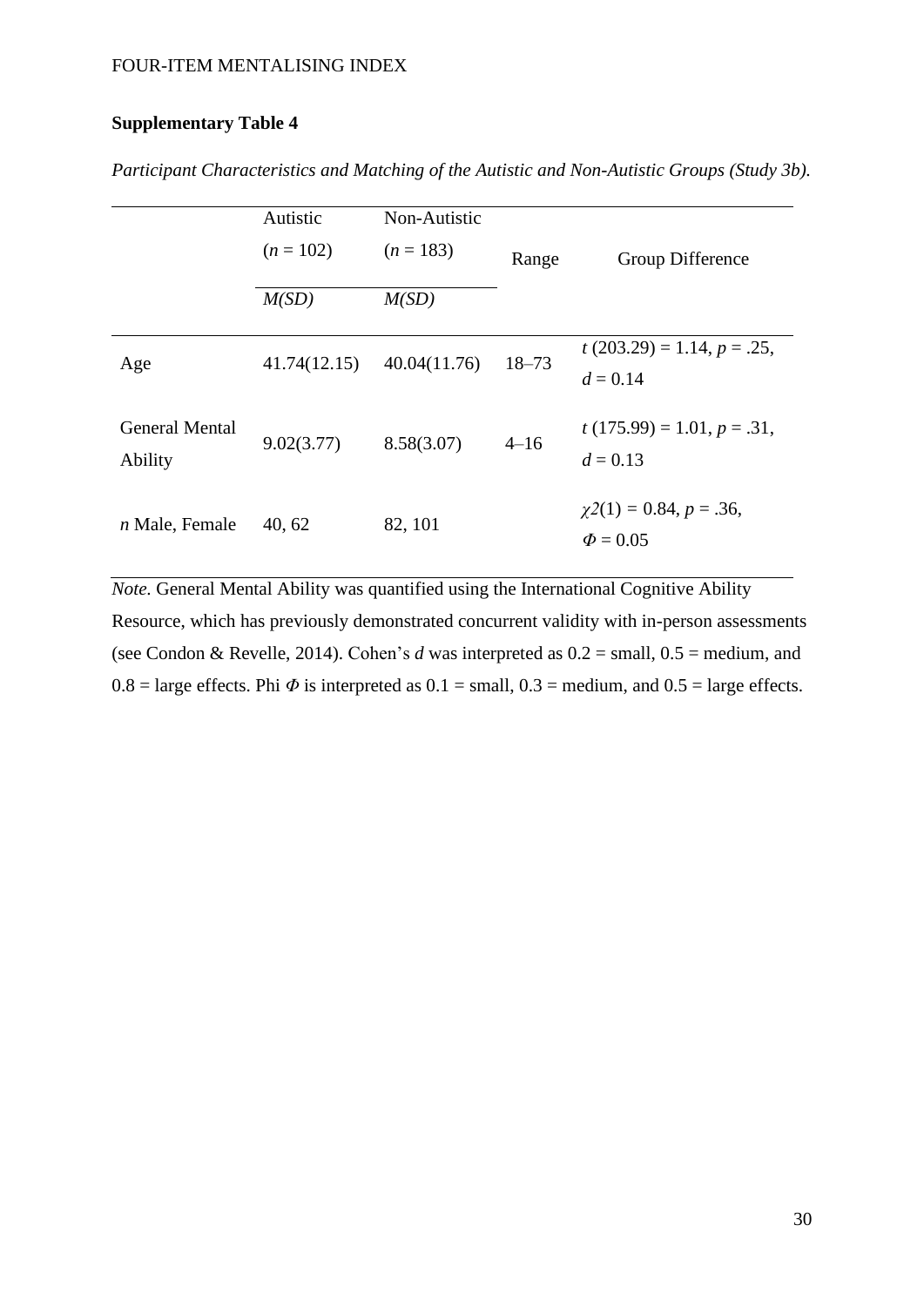**Supplementary Table 4**

*Participant Characteristics and Matching of the Autistic and Non-Autistic Groups (Study 3b).*

| | Autistic ($n$ = 102) | Non-Autistic ($n$ = 183) | Range | Group Difference |
|---|---|---|---|---|
| | *M(SD)* | *M(SD)* | | |
| Age | 41.74(12.15) | 40.04(11.76) | 18–73 | $t$ (203.29) = 1.14, $p$ = .25, $d$ = 0.14 |
| General Mental Ability | 9.02(3.77) | 8.58(3.07) | 4–16 | $t$ (175.99) = 1.01, $p$ = .31, $d$ = 0.13 |
| $n$ Male, Female | 40, 62 | 82, 101 | | $\chi 2(1)$ = 0.84, $p$ = .36, $\Phi$ = 0.05 |

*Note.* General Mental Ability was quantified using the International Cognitive Ability Resource, which has previously demonstrated concurrent validity with in-person assessments (see Condon & Revelle, 2014). Cohen's $d$ was interpreted as 0.2 = small, 0.5 = medium, and 0.8 = large effects. Phi $\Phi$ is interpreted as 0.1 = small, 0.3 = medium, and 0.5 = large effects.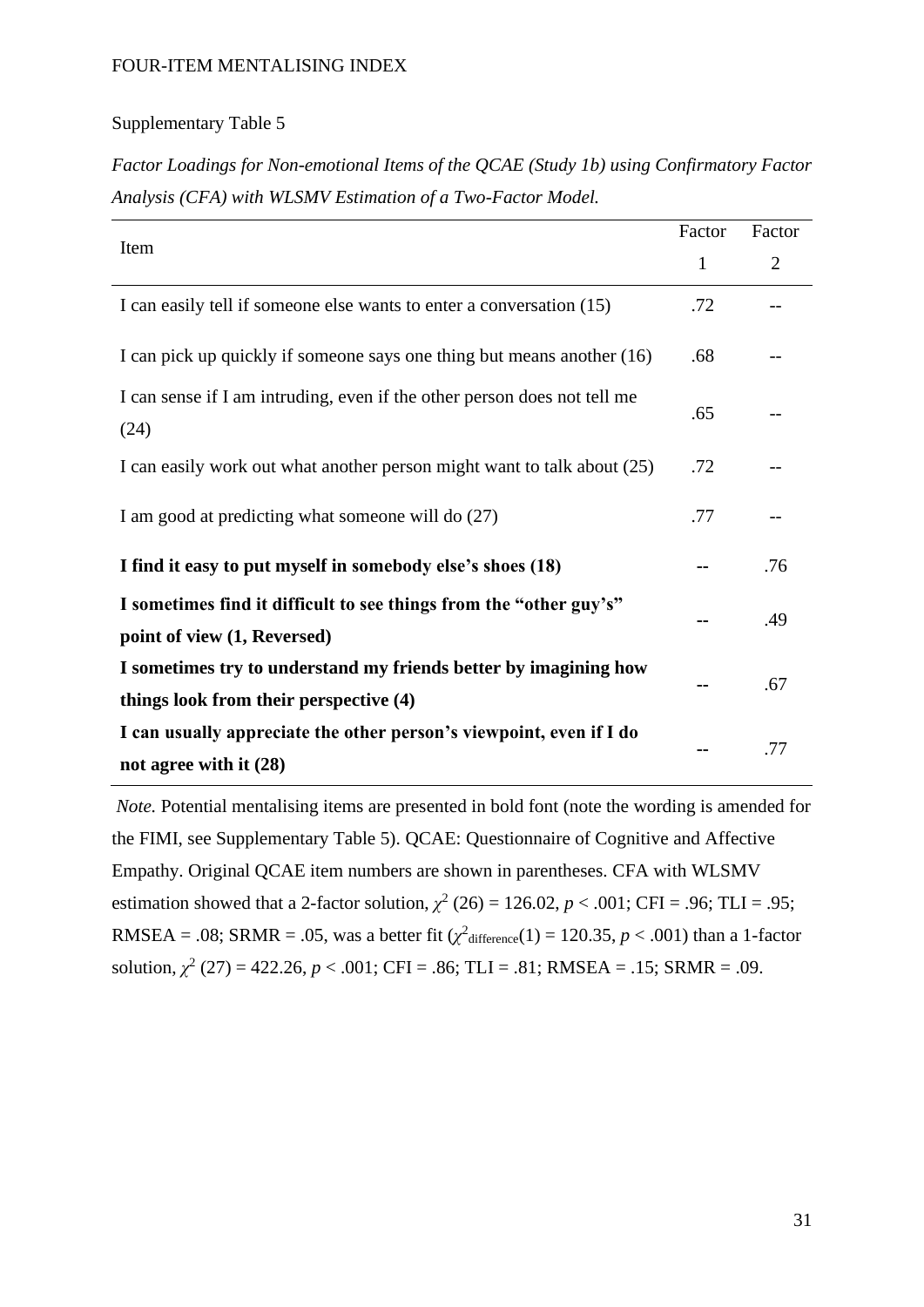Supplementary Table 5

*Factor Loadings for Non-emotional Items of the QCAE (Study 1b) using Confirmatory Factor Analysis (CFA) with WLSMV Estimation of a Two-Factor Model.*

| Item | Factor 1 | Factor 2 |
|---|---|---|
| I can easily tell if someone else wants to enter a conversation (15) | .72 | -- |
| I can pick up quickly if someone says one thing but means another (16) | .68 | -- |
| I can sense if I am intruding, even if the other person does not tell me (24) | .65 | -- |
| I can easily work out what another person might want to talk about (25) | .72 | -- |
| I am good at predicting what someone will do (27) | .77 | -- |
| **I find it easy to put myself in somebody else's shoes (18)** | -- | .76 |
| **I sometimes find it difficult to see things from the "other guy's" point of view (1, Reversed)** | -- | .49 |
| **I sometimes try to understand my friends better by imagining how things look from their perspective (4)** | -- | .67 |
| **I can usually appreciate the other person's viewpoint, even if I do not agree with it (28)** | -- | .77 |

*Note.* Potential mentalising items are presented in bold font (note the wording is amended for the FIMI, see Supplementary Table 5). QCAE: Questionnaire of Cognitive and Affective Empathy. Original QCAE item numbers are shown in parentheses. CFA with WLSMV estimation showed that a 2-factor solution, $\chi^2$ (26) = 126.02, $p$ < .001; CFI = .96; TLI = .95; RMSEA = .08; SRMR = .05, was a better fit ($\chi^2_{\text{difference}}(1)$ = 120.35, $p$ < .001) than a 1-factor solution, $\chi^2$ (27) = 422.26, $p$ < .001; CFI = .86; TLI = .81; RMSEA = .15; SRMR = .09.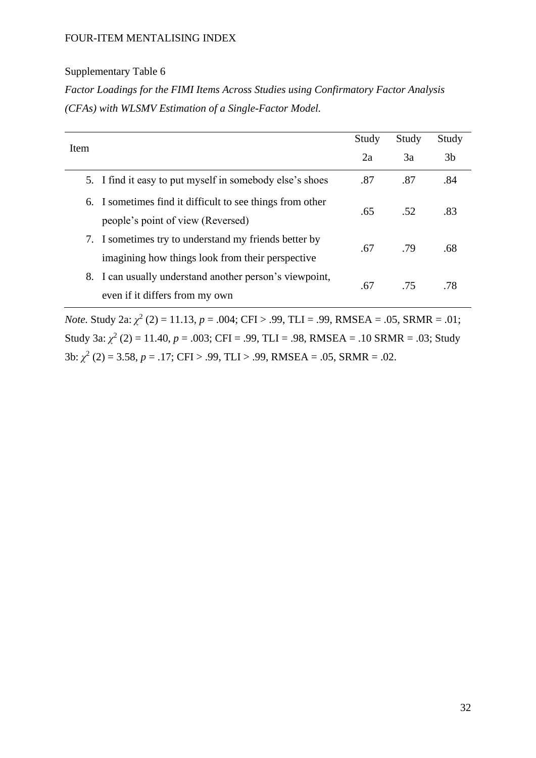Supplementary Table 6

*Factor Loadings for the FIMI Items Across Studies using Confirmatory Factor Analysis (CFAs) with WLSMV Estimation of a Single-Factor Model.*

| Item | Study 2a | Study 3a | Study 3b |
|---|---|---|---|
| 5. I find it easy to put myself in somebody else's shoes | .87 | .87 | .84 |
| 6. I sometimes find it difficult to see things from other people's point of view (Reversed) | .65 | .52 | .83 |
| 7. I sometimes try to understand my friends better by imagining how things look from their perspective | .67 | .79 | .68 |
| 8. I can usually understand another person's viewpoint, even if it differs from my own | .67 | .75 | .78 |

*Note.* Study 2a: $\chi^2$ (2) = 11.13, $p$ = .004; CFI > .99, TLI = .99, RMSEA = .05, SRMR = .01; Study 3a: $\chi^2$ (2) = 11.40, $p$ = .003; CFI = .99, TLI = .98, RMSEA = .10 SRMR = .03; Study 3b: $\chi^2$ (2) = 3.58, $p$ = .17; CFI > .99, TLI > .99, RMSEA = .05, SRMR = .02.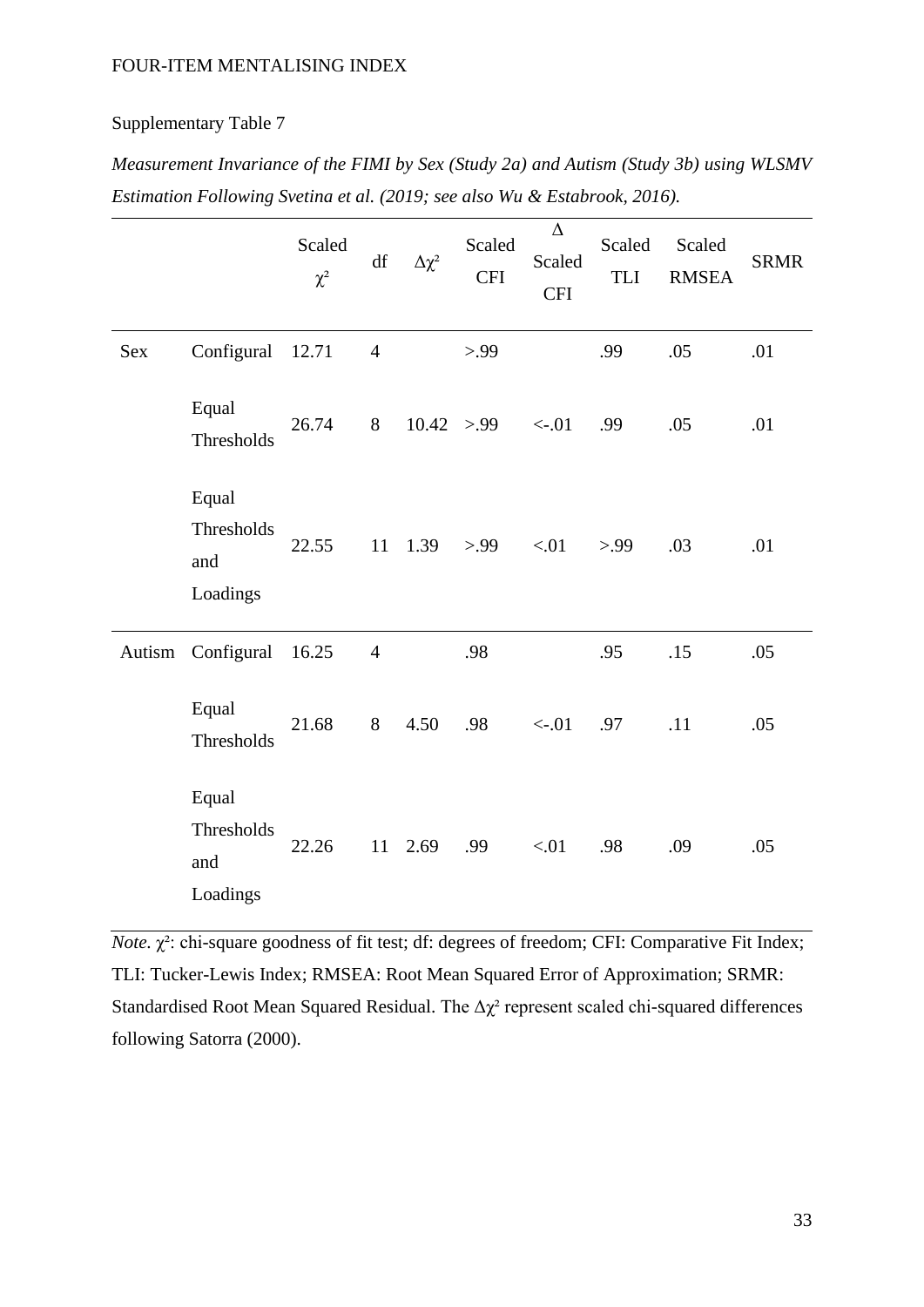Supplementary Table 7

*Measurement Invariance of the FIMI by Sex (Study 2a) and Autism (Study 3b) using WLSMV Estimation Following Svetina et al. (2019; see also Wu & Estabrook, 2016).*

| | | Scaled $\chi^2$ | df | $\Delta\chi^2$ | Scaled CFI | $\Delta$ Scaled CFI | Scaled TLI | Scaled RMSEA | SRMR |
|---|---|---|---|---|---|---|---|---|---|
| Sex | Configural | 12.71 | 4 | | >.99 | | .99 | .05 | .01 |
| | Equal Thresholds | 26.74 | 8 | 10.42 | >.99 | <-.01 | .99 | .05 | .01 |
| | Equal Thresholds and Loadings | 22.55 | 11 | 1.39 | >.99 | <.01 | >.99 | .03 | .01 |
| Autism | Configural | 16.25 | 4 | | .98 | | .95 | .15 | .05 |
| | Equal Thresholds | 21.68 | 8 | 4.50 | .98 | <-.01 | .97 | .11 | .05 |
| | Equal Thresholds and Loadings | 22.26 | 11 | 2.69 | .99 | <.01 | .98 | .09 | .05 |

*Note.* $\chi^2$: chi-square goodness of fit test; df: degrees of freedom; CFI: Comparative Fit Index; TLI: Tucker-Lewis Index; RMSEA: Root Mean Squared Error of Approximation; SRMR: Standardised Root Mean Squared Residual. The $\Delta\chi^2$ represent scaled chi-squared differences following Satorra (2000).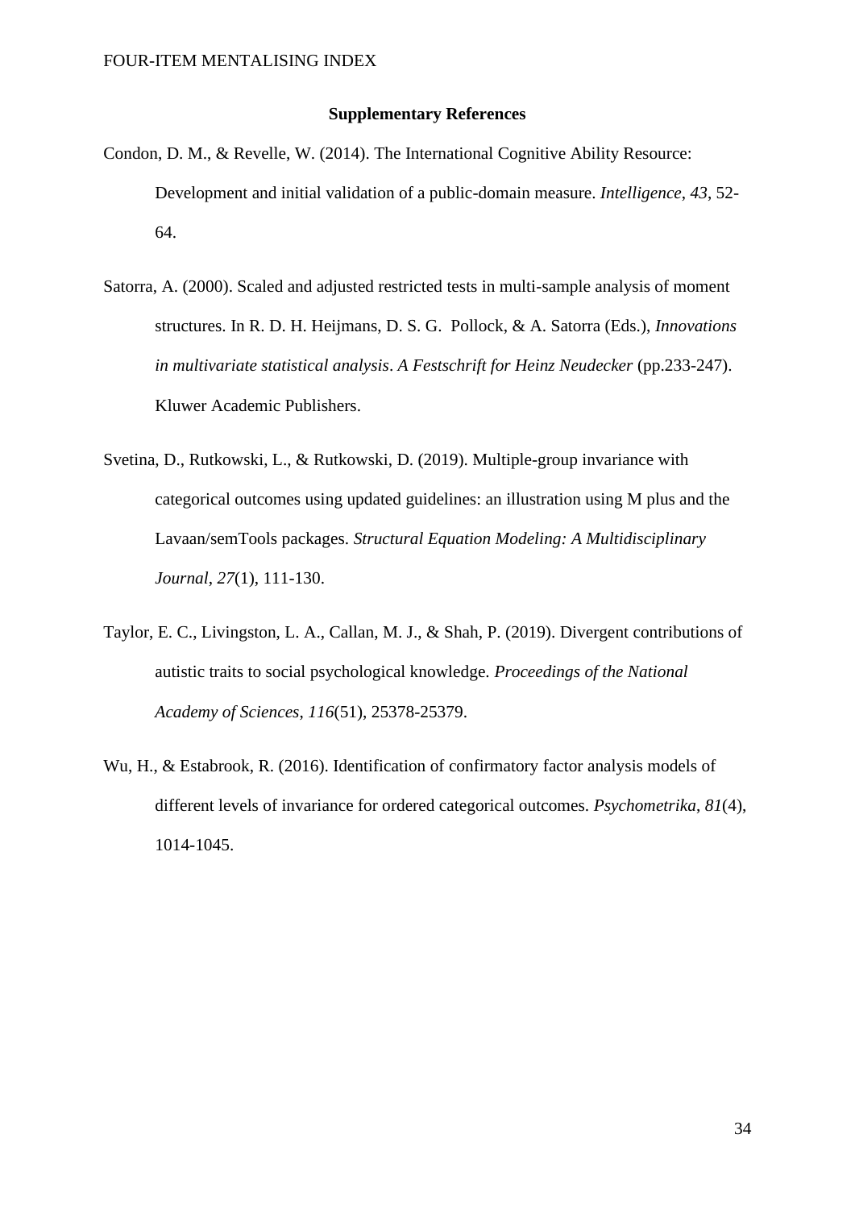## Supplementary References

Condon, D. M., & Revelle, W. (2014). The International Cognitive Ability Resource: Development and initial validation of a public-domain measure. *Intelligence*, *43*, 52-64.

Satorra, A. (2000). Scaled and adjusted restricted tests in multi-sample analysis of moment structures. In R. D. H. Heijmans, D. S. G. Pollock, & A. Satorra (Eds.), *Innovations in multivariate statistical analysis*. *A Festschrift for Heinz Neudecker* (pp.233-247). Kluwer Academic Publishers.

Svetina, D., Rutkowski, L., & Rutkowski, D. (2019). Multiple-group invariance with categorical outcomes using updated guidelines: an illustration using M plus and the Lavaan/semTools packages. *Structural Equation Modeling: A Multidisciplinary Journal*, *27*(1), 111-130.

Taylor, E. C., Livingston, L. A., Callan, M. J., & Shah, P. (2019). Divergent contributions of autistic traits to social psychological knowledge. *Proceedings of the National Academy of Sciences*, *116*(51), 25378-25379.

Wu, H., & Estabrook, R. (2016). Identification of confirmatory factor analysis models of different levels of invariance for ordered categorical outcomes. *Psychometrika*, *81*(4), 1014-1045.